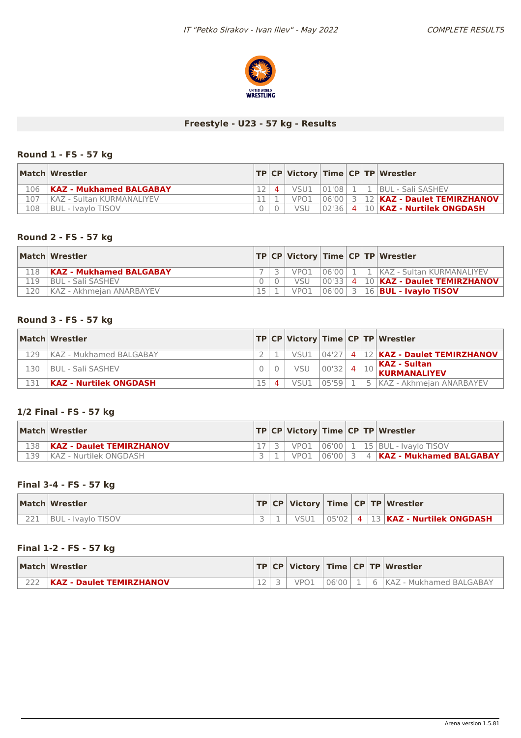## Freestyle - U23 - 57 kg - Results

### Round 1 - FS - 57 kg

| Match | Wrestler | TP | CP | Victory | Time | CP | TP | Wrestler |
|---|---|---|---|---|---|---|---|---|
| 106 | **KAZ - Mukhamed BALGABAY** | 12 | 4 | VSU1 | 01'08 | 1 | 1 | BUL - Sali SASHEV |
| 107 | KAZ - Sultan KURMANALIYEV | 11 | 1 | VPO1 | 06'00 | 3 | 12 | **KAZ - Daulet TEMIRZHANOV** |
| 108 | BUL - Ivaylo TISOV | 0 | 0 | VSU | 02'36 | 4 | 10 | **KAZ - Nurtilek ONGDASH** |

### Round 2 - FS - 57 kg

| Match | Wrestler | TP | CP | Victory | Time | CP | TP | Wrestler |
|---|---|---|---|---|---|---|---|---|
| 118 | **KAZ - Mukhamed BALGABAY** | 7 | 3 | VPO1 | 06'00 | 1 | 1 | KAZ - Sultan KURMANALIYEV |
| 119 | BUL - Sali SASHEV | 0 | 0 | VSU | 00'33 | 4 | 10 | **KAZ - Daulet TEMIRZHANOV** |
| 120 | KAZ - Akhmejan ANARBAYEV | 15 | 1 | VPO1 | 06'00 | 3 | 16 | **BUL - Ivaylo TISOV** |

### Round 3 - FS - 57 kg

| Match | Wrestler | TP | CP | Victory | Time | CP | TP | Wrestler |
|---|---|---|---|---|---|---|---|---|
| 129 | KAZ - Mukhamed BALGABAY | 2 | 1 | VSU1 | 04'27 | 4 | 12 | **KAZ - Daulet TEMIRZHANOV** |
| 130 | BUL - Sali SASHEV | 0 | 0 | VSU | 00'32 | 4 | 10 | **KAZ - Sultan KURMANALIYEV** |
| 131 | **KAZ - Nurtilek ONGDASH** | 15 | 4 | VSU1 | 05'59 | 1 | 5 | KAZ - Akhmejan ANARBAYEV |

### 1/2 Final - FS - 57 kg

| Match | Wrestler | TP | CP | Victory | Time | CP | TP | Wrestler |
|---|---|---|---|---|---|---|---|---|
| 138 | **KAZ - Daulet TEMIRZHANOV** | 17 | 3 | VPO1 | 06'00 | 1 | 15 | BUL - Ivaylo TISOV |
| 139 | KAZ - Nurtilek ONGDASH | 3 | 1 | VPO1 | 06'00 | 3 | 4 | **KAZ - Mukhamed BALGABAY** |

### Final 3-4 - FS - 57 kg

| Match | Wrestler | TP | CP | Victory | Time | CP | TP | Wrestler |
|---|---|---|---|---|---|---|---|---|
| 221 | BUL - Ivaylo TISOV | 3 | 1 | VSU1 | 05'02 | 4 | 13 | **KAZ - Nurtilek ONGDASH** |

### Final 1-2 - FS - 57 kg

| Match | Wrestler | TP | CP | Victory | Time | CP | TP | Wrestler |
|---|---|---|---|---|---|---|---|---|
| 222 | **KAZ - Daulet TEMIRZHANOV** | 12 | 3 | VPO1 | 06'00 | 1 | 6 | KAZ - Mukhamed BALGABAY |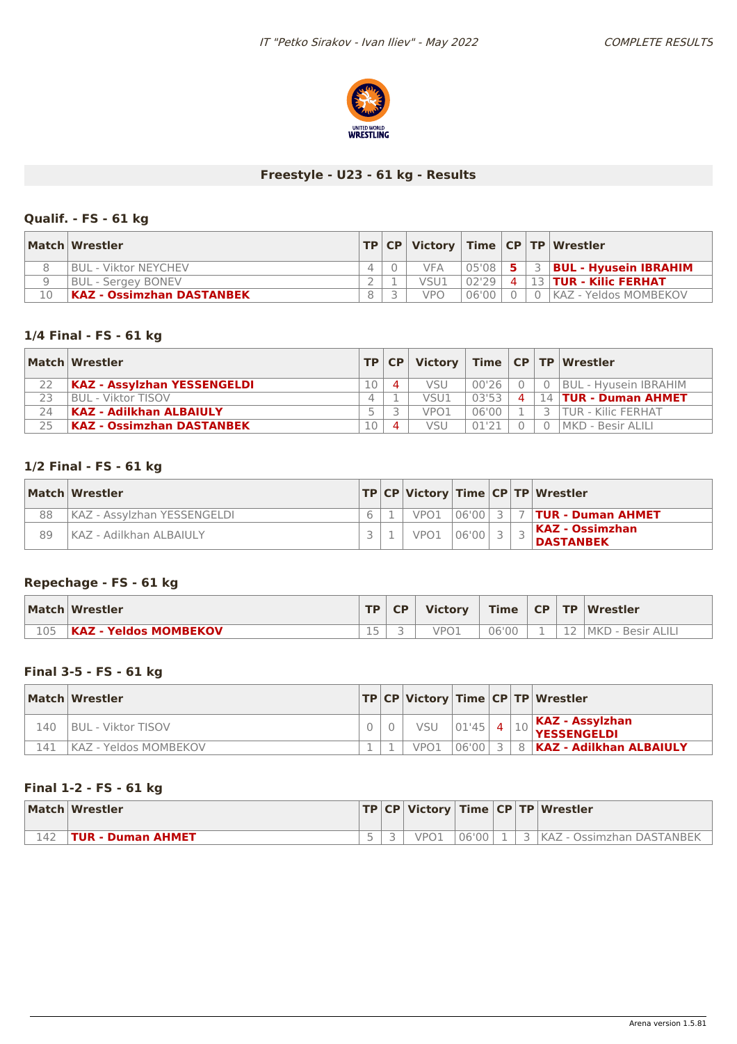## Freestyle - U23 - 61 kg - Results

### Qualif. - FS - 61 kg

| Match | Wrestler | TP | CP | Victory | Time | CP | TP | Wrestler |
|---|---|---|---|---|---|---|---|---|
| 8 | BUL - Viktor NEYCHEV | 4 | 0 | VFA | 05'08 | 5 | 3 | **BUL - Hyusein IBRAHIM** |
| 9 | BUL - Sergey BONEV | 2 | 1 | VSU1 | 02'29 | 4 | 13 | **TUR - Kilic FERHAT** |
| 10 | **KAZ - Ossimzhan DASTANBEK** | 8 | 3 | VPO | 06'00 | 0 | 0 | KAZ - Yeldos MOMBEKOV |

### 1/4 Final - FS - 61 kg

| Match | Wrestler | TP | CP | Victory | Time | CP | TP | Wrestler |
|---|---|---|---|---|---|---|---|---|
| 22 | **KAZ - Assylzhan YESSENGELDI** | 10 | 4 | VSU | 00'26 | 0 | 0 | BUL - Hyusein IBRAHIM |
| 23 | BUL - Viktor TISOV | 4 | 1 | VSU1 | 03'53 | 4 | 14 | **TUR - Duman AHMET** |
| 24 | **KAZ - Adilkhan ALBAIULY** | 5 | 3 | VPO1 | 06'00 | 1 | 3 | TUR - Kilic FERHAT |
| 25 | **KAZ - Ossimzhan DASTANBEK** | 10 | 4 | VSU | 01'21 | 0 | 0 | MKD - Besir ALILI |

### 1/2 Final - FS - 61 kg

| Match | Wrestler | TP | CP | Victory | Time | CP | TP | Wrestler |
|---|---|---|---|---|---|---|---|---|
| 88 | KAZ - Assylzhan YESSENGELDI | 6 | 1 | VPO1 | 06'00 | 3 | 7 | **TUR - Duman AHMET** |
| 89 | KAZ - Adilkhan ALBAIULY | 3 | 1 | VPO1 | 06'00 | 3 | 3 | **KAZ - Ossimzhan DASTANBEK** |

### Repechage - FS - 61 kg

| Match | Wrestler | TP | CP | Victory | Time | CP | TP | Wrestler |
|---|---|---|---|---|---|---|---|---|
| 105 | **KAZ - Yeldos MOMBEKOV** | 15 | 3 | VPO1 | 06'00 | 1 | 12 | MKD - Besir ALILI |

### Final 3-5 - FS - 61 kg

| Match | Wrestler | TP | CP | Victory | Time | CP | TP | Wrestler |
|---|---|---|---|---|---|---|---|---|
| 140 | BUL - Viktor TISOV | 0 | 0 | VSU | 01'45 | 4 | 10 | **KAZ - Assylzhan YESSENGELDI** |
| 141 | KAZ - Yeldos MOMBEKOV | 1 | 1 | VPO1 | 06'00 | 3 | 8 | **KAZ - Adilkhan ALBAIULY** |

### Final 1-2 - FS - 61 kg

| Match | Wrestler | TP | CP | Victory | Time | CP | TP | Wrestler |
|---|---|---|---|---|---|---|---|---|
| 142 | **TUR - Duman AHMET** | 5 | 3 | VPO1 | 06'00 | 1 | 3 | KAZ - Ossimzhan DASTANBEK |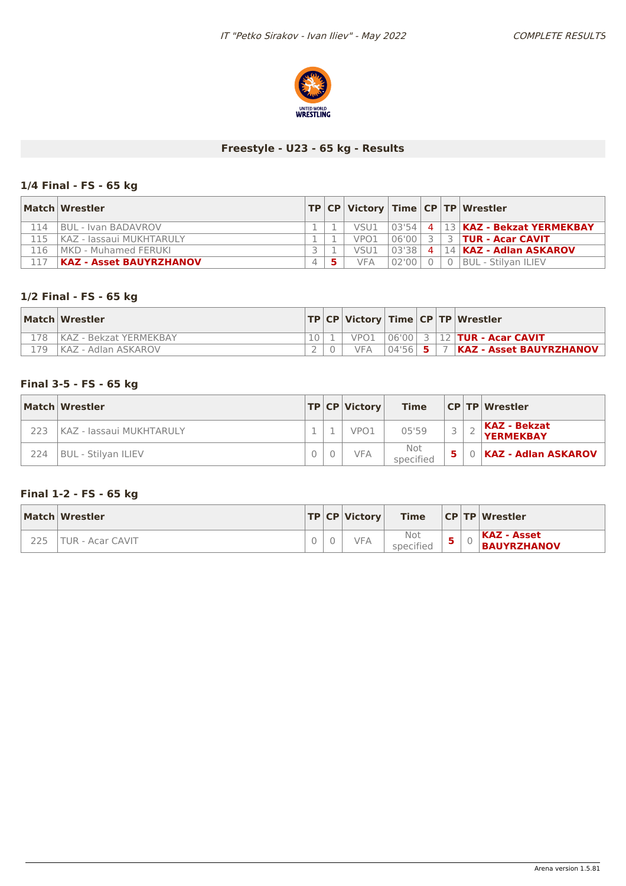## Freestyle - U23 - 65 kg - Results

### 1/4 Final - FS - 65 kg

| Match | Wrestler | TP | CP | Victory | Time | CP | TP | Wrestler |
|---|---|---|---|---|---|---|---|---|
| 114 | BUL - Ivan BADAVROV | 1 | 1 | VSU1 | 03'54 | 4 | 13 | **KAZ - Bekzat YERMEKBAY** |
| 115 | KAZ - Iassaui MUKHTARULY | 1 | 1 | VPO1 | 06'00 | 3 | 3 | **TUR - Acar CAVIT** |
| 116 | MKD - Muhamed FERUKI | 3 | 1 | VSU1 | 03'38 | 4 | 14 | **KAZ - Adlan ASKAROV** |
| 117 | **KAZ - Asset BAUYRZHANOV** | 4 | 5 | VFA | 02'00 | 0 | 0 | BUL - Stilyan ILIEV |

### 1/2 Final - FS - 65 kg

| Match | Wrestler | TP | CP | Victory | Time | CP | TP | Wrestler |
|---|---|---|---|---|---|---|---|---|
| 178 | KAZ - Bekzat YERMEKBAY | 10 | 1 | VPO1 | 06'00 | 3 | 12 | **TUR - Acar CAVIT** |
| 179 | KAZ - Adlan ASKAROV | 2 | 0 | VFA | 04'56 | 5 | 7 | **KAZ - Asset BAUYRZHANOV** |

### Final 3-5 - FS - 65 kg

| Match | Wrestler | TP | CP | Victory | Time | CP | TP | Wrestler |
|---|---|---|---|---|---|---|---|---|
| 223 | KAZ - Iassaui MUKHTARULY | 1 | 1 | VPO1 | 05'59 | 3 | 2 | **KAZ - Bekzat YERMEKBAY** |
| 224 | BUL - Stilyan ILIEV | 0 | 0 | VFA | Not specified | 5 | 0 | **KAZ - Adlan ASKAROV** |

### Final 1-2 - FS - 65 kg

| Match | Wrestler | TP | CP | Victory | Time | CP | TP | Wrestler |
|---|---|---|---|---|---|---|---|---|
| 225 | TUR - Acar CAVIT | 0 | 0 | VFA | Not specified | 5 | 0 | **KAZ - Asset BAUYRZHANOV** |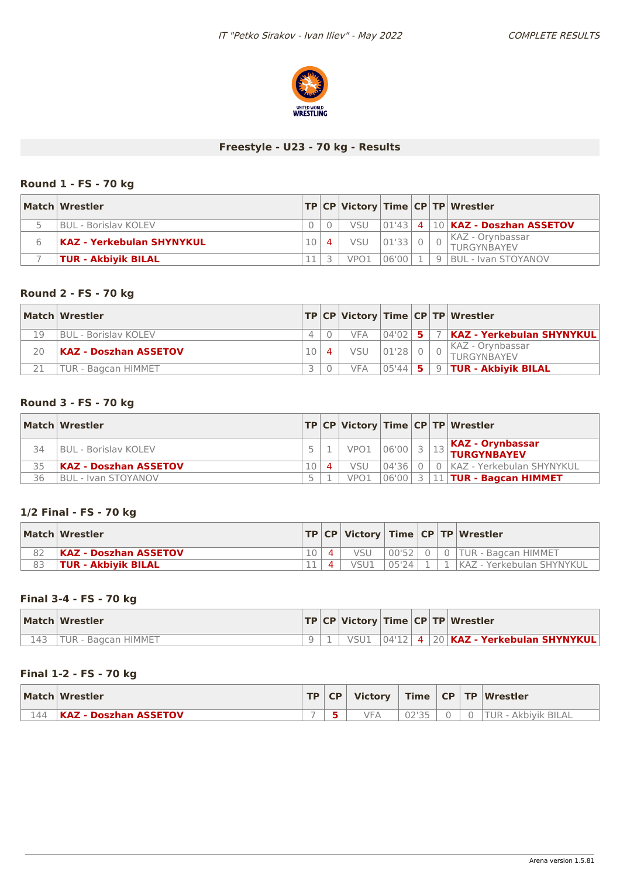## Freestyle - U23 - 70 kg - Results

### Round 1 - FS - 70 kg

| Match | Wrestler | TP | CP | Victory | Time | CP | TP | Wrestler |
|---|---|---|---|---|---|---|---|---|
| 5 | BUL - Borislav KOLEV | 0 | 0 | VSU | 01'43 | 4 | 10 | **KAZ - Doszhan ASSETOV** |
| 6 | **KAZ - Yerkebulan SHYNYKUL** | 10 | 4 | VSU | 01'33 | 0 | 0 | KAZ - Orynbassar TURGYNBAYEV |
| 7 | **TUR - Akbiyik BILAL** | 11 | 3 | VPO1 | 06'00 | 1 | 9 | BUL - Ivan STOYANOV |

### Round 2 - FS - 70 kg

| Match | Wrestler | TP | CP | Victory | Time | CP | TP | Wrestler |
|---|---|---|---|---|---|---|---|---|
| 19 | BUL - Borislav KOLEV | 4 | 0 | VFA | 04'02 | 5 | 7 | **KAZ - Yerkebulan SHYNYKUL** |
| 20 | **KAZ - Doszhan ASSETOV** | 10 | 4 | VSU | 01'28 | 0 | 0 | KAZ - Orynbassar TURGYNBAYEV |
| 21 | TUR - Bagcan HIMMET | 3 | 0 | VFA | 05'44 | 5 | 9 | **TUR - Akbiyik BILAL** |

### Round 3 - FS - 70 kg

| Match | Wrestler | TP | CP | Victory | Time | CP | TP | Wrestler |
|---|---|---|---|---|---|---|---|---|
| 34 | BUL - Borislav KOLEV | 5 | 1 | VPO1 | 06'00 | 3 | 13 | **KAZ - Orynbassar TURGYNBAYEV** |
| 35 | **KAZ - Doszhan ASSETOV** | 10 | 4 | VSU | 04'36 | 0 | 0 | KAZ - Yerkebulan SHYNYKUL |
| 36 | BUL - Ivan STOYANOV | 5 | 1 | VPO1 | 06'00 | 3 | 11 | **TUR - Bagcan HIMMET** |

### 1/2 Final - FS - 70 kg

| Match | Wrestler | TP | CP | Victory | Time | CP | TP | Wrestler |
|---|---|---|---|---|---|---|---|---|
| 82 | **KAZ - Doszhan ASSETOV** | 10 | 4 | VSU | 00'52 | 0 | 0 | TUR - Bagcan HIMMET |
| 83 | **TUR - Akbiyik BILAL** | 11 | 4 | VSU1 | 05'24 | 1 | 1 | KAZ - Yerkebulan SHYNYKUL |

### Final 3-4 - FS - 70 kg

| Match | Wrestler | TP | CP | Victory | Time | CP | TP | Wrestler |
|---|---|---|---|---|---|---|---|---|
| 143 | TUR - Bagcan HIMMET | 9 | 1 | VSU1 | 04'12 | 4 | 20 | **KAZ - Yerkebulan SHYNYKUL** |

### Final 1-2 - FS - 70 kg

| Match | Wrestler | TP | CP | Victory | Time | CP | TP | Wrestler |
|---|---|---|---|---|---|---|---|---|
| 144 | **KAZ - Doszhan ASSETOV** | 7 | 5 | VFA | 02'35 | 0 | 0 | TUR - Akbiyik BILAL |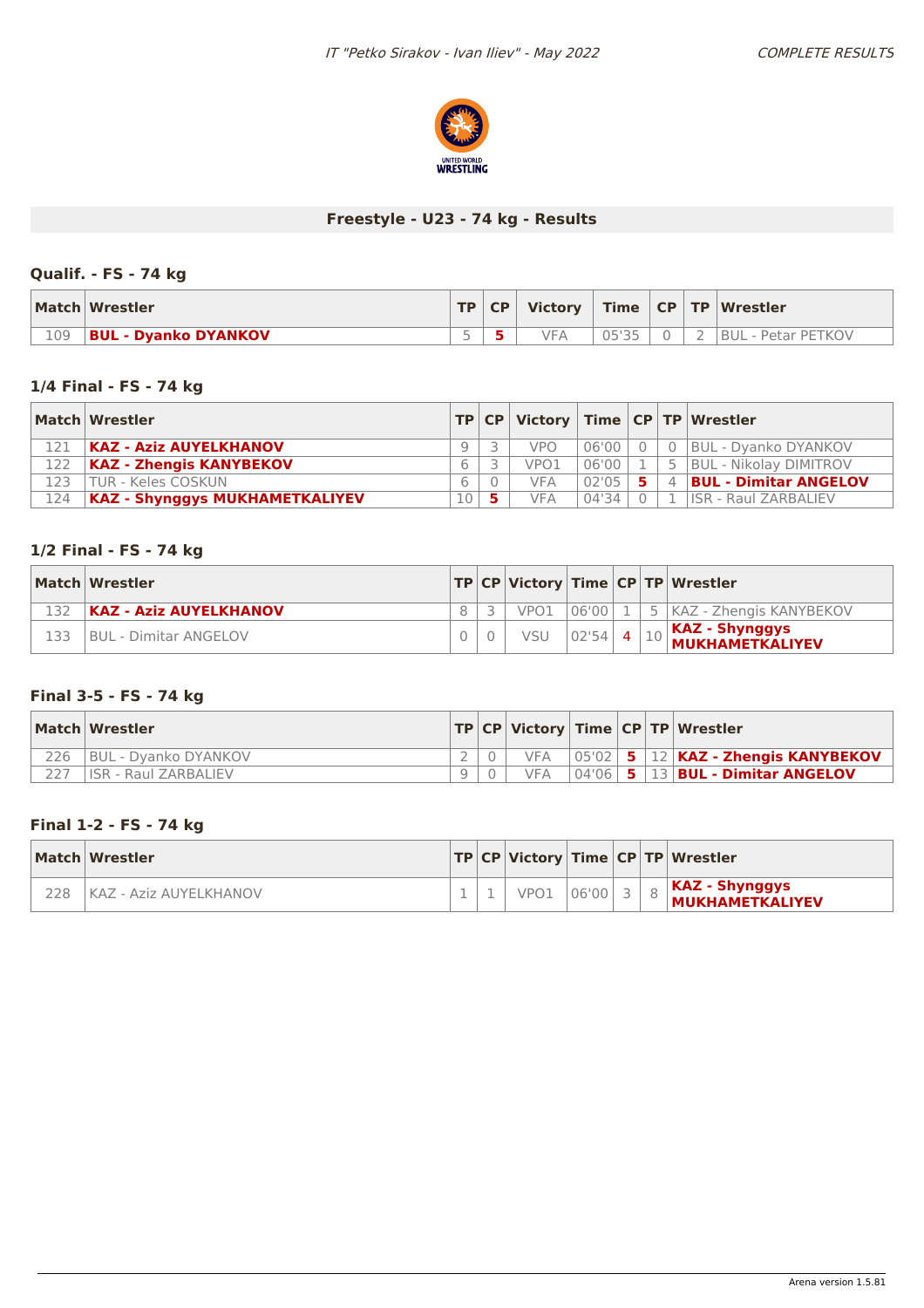## Freestyle - U23 - 74 kg - Results

### Qualif. - FS - 74 kg

| Match | Wrestler | TP | CP | Victory | Time | CP | TP | Wrestler |
|---|---|---|---|---|---|---|---|---|
| 109 | **BUL - Dyanko DYANKOV** | 5 | **5** | VFA | 05'35 | 0 | 2 | BUL - Petar PETKOV |

### 1/4 Final - FS - 74 kg

| Match | Wrestler | TP | CP | Victory | Time | CP | TP | Wrestler |
|---|---|---|---|---|---|---|---|---|
| 121 | **KAZ - Aziz AUYELKHANOV** | 9 | 3 | VPO | 06'00 | 0 | 0 | BUL - Dyanko DYANKOV |
| 122 | **KAZ - Zhengis KANYBEKOV** | 6 | 3 | VPO1 | 06'00 | 1 | 5 | BUL - Nikolay DIMITROV |
| 123 | TUR - Keles COSKUN | 6 | 0 | VFA | 02'05 | **5** | 4 | **BUL - Dimitar ANGELOV** |
| 124 | **KAZ - Shynggys MUKHAMETKALIYEV** | 10 | **5** | VFA | 04'34 | 0 | 1 | ISR - Raul ZARBALIEV |

### 1/2 Final - FS - 74 kg

| Match | Wrestler | TP | CP | Victory | Time | CP | TP | Wrestler |
|---|---|---|---|---|---|---|---|---|
| 132 | **KAZ - Aziz AUYELKHANOV** | 8 | 3 | VPO1 | 06'00 | 1 | 5 | KAZ - Zhengis KANYBEKOV |
| 133 | BUL - Dimitar ANGELOV | 0 | 0 | VSU | 02'54 | 4 | 10 | **KAZ - Shynggys MUKHAMETKALIYEV** |

### Final 3-5 - FS - 74 kg

| Match | Wrestler | TP | CP | Victory | Time | CP | TP | Wrestler |
|---|---|---|---|---|---|---|---|---|
| 226 | BUL - Dyanko DYANKOV | 2 | 0 | VFA | 05'02 | **5** | 12 | **KAZ - Zhengis KANYBEKOV** |
| 227 | ISR - Raul ZARBALIEV | 9 | 0 | VFA | 04'06 | **5** | 13 | **BUL - Dimitar ANGELOV** |

### Final 1-2 - FS - 74 kg

| Match | Wrestler | TP | CP | Victory | Time | CP | TP | Wrestler |
|---|---|---|---|---|---|---|---|---|
| 228 | KAZ - Aziz AUYELKHANOV | 1 | 1 | VPO1 | 06'00 | 3 | 8 | **KAZ - Shynggys MUKHAMETKALIYEV** |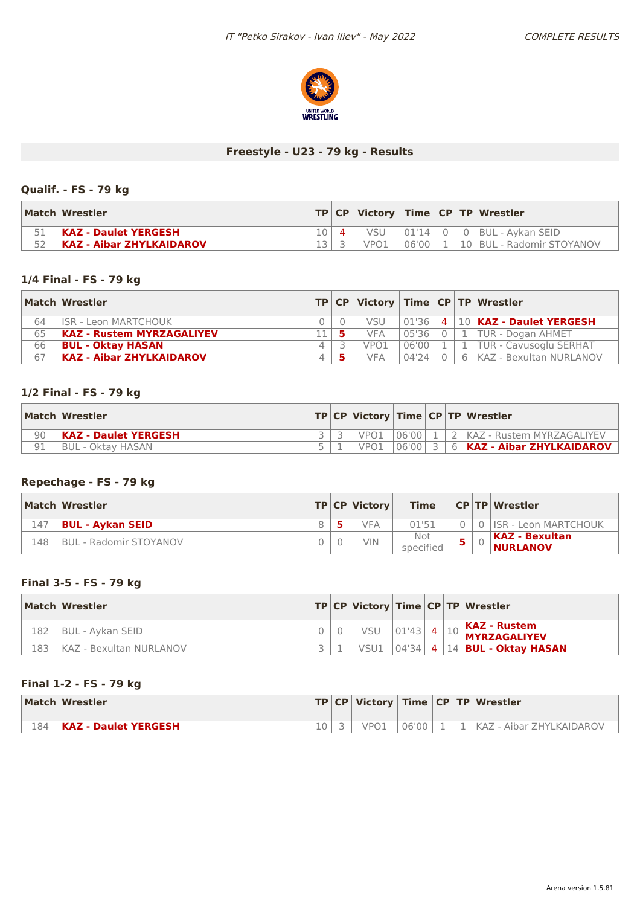## Freestyle - U23 - 79 kg - Results

### Qualif. - FS - 79 kg

| Match | Wrestler | TP | CP | Victory | Time | CP | TP | Wrestler |
|---|---|---|---|---|---|---|---|---|
| 51 | **KAZ - Daulet YERGESH** | 10 | 4 | VSU | 01'14 | 0 | 0 | BUL - Aykan SEID |
| 52 | **KAZ - Aibar ZHYLKAIDAROV** | 13 | 3 | VPO1 | 06'00 | 1 | 10 | BUL - Radomir STOYANOV |

### 1/4 Final - FS - 79 kg

| Match | Wrestler | TP | CP | Victory | Time | CP | TP | Wrestler |
|---|---|---|---|---|---|---|---|---|
| 64 | ISR - Leon MARTCHOUK | 0 | 0 | VSU | 01'36 | 4 | 10 | **KAZ - Daulet YERGESH** |
| 65 | **KAZ - Rustem MYRZAGALIYEV** | 11 | 5 | VFA | 05'36 | 0 | 1 | TUR - Dogan AHMET |
| 66 | **BUL - Oktay HASAN** | 4 | 3 | VPO1 | 06'00 | 1 | 1 | TUR - Cavusoglu SERHAT |
| 67 | **KAZ - Aibar ZHYLKAIDAROV** | 4 | 5 | VFA | 04'24 | 0 | 6 | KAZ - Bexultan NURLANOV |

### 1/2 Final - FS - 79 kg

| Match | Wrestler | TP | CP | Victory | Time | CP | TP | Wrestler |
|---|---|---|---|---|---|---|---|---|
| 90 | **KAZ - Daulet YERGESH** | 3 | 3 | VPO1 | 06'00 | 1 | 2 | KAZ - Rustem MYRZAGALIYEV |
| 91 | BUL - Oktay HASAN | 5 | 1 | VPO1 | 06'00 | 3 | 6 | **KAZ - Aibar ZHYLKAIDAROV** |

### Repechage - FS - 79 kg

| Match | Wrestler | TP | CP | Victory | Time | CP | TP | Wrestler |
|---|---|---|---|---|---|---|---|---|
| 147 | **BUL - Aykan SEID** | 8 | 5 | VFA | 01'51 | 0 | 0 | ISR - Leon MARTCHOUK |
| 148 | BUL - Radomir STOYANOV | 0 | 0 | VIN | Not specified | 5 | 0 | **KAZ - Bexultan NURLANOV** |

### Final 3-5 - FS - 79 kg

| Match | Wrestler | TP | CP | Victory | Time | CP | TP | Wrestler |
|---|---|---|---|---|---|---|---|---|
| 182 | BUL - Aykan SEID | 0 | 0 | VSU | 01'43 | 4 | 10 | **KAZ - Rustem MYRZAGALIYEV** |
| 183 | KAZ - Bexultan NURLANOV | 3 | 1 | VSU1 | 04'34 | 4 | 14 | **BUL - Oktay HASAN** |

### Final 1-2 - FS - 79 kg

| Match | Wrestler | TP | CP | Victory | Time | CP | TP | Wrestler |
|---|---|---|---|---|---|---|---|---|
| 184 | **KAZ - Daulet YERGESH** | 10 | 3 | VPO1 | 06'00 | 1 | 1 | KAZ - Aibar ZHYLKAIDAROV |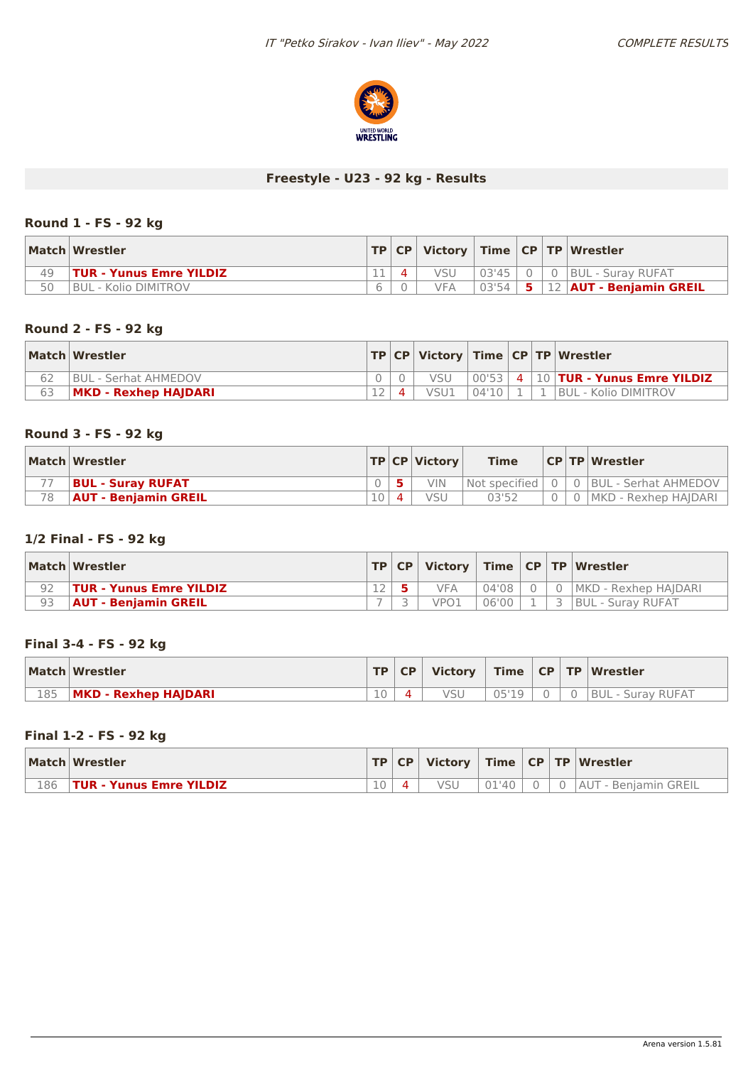## Freestyle - U23 - 92 kg - Results

### Round 1 - FS - 92 kg

| Match | Wrestler | TP | CP | Victory | Time | CP | TP | Wrestler |
|---|---|---|---|---|---|---|---|---|
| 49 | **TUR - Yunus Emre YILDIZ** | 11 | 4 | VSU | 03'45 | 0 | 0 | BUL - Suray RUFAT |
| 50 | BUL - Kolio DIMITROV | 6 | 0 | VFA | 03'54 | 5 | 12 | **AUT - Benjamin GREIL** |

### Round 2 - FS - 92 kg

| Match | Wrestler | TP | CP | Victory | Time | CP | TP | Wrestler |
|---|---|---|---|---|---|---|---|---|
| 62 | BUL - Serhat AHMEDOV | 0 | 0 | VSU | 00'53 | 4 | 10 | **TUR - Yunus Emre YILDIZ** |
| 63 | **MKD - Rexhep HAJDARI** | 12 | 4 | VSU1 | 04'10 | 1 | 1 | BUL - Kolio DIMITROV |

### Round 3 - FS - 92 kg

| Match | Wrestler | TP | CP | Victory | Time | CP | TP | Wrestler |
|---|---|---|---|---|---|---|---|---|
| 77 | **BUL - Suray RUFAT** | 0 | 5 | VIN | Not specified | 0 | 0 | BUL - Serhat AHMEDOV |
| 78 | **AUT - Benjamin GREIL** | 10 | 4 | VSU | 03'52 | 0 | 0 | MKD - Rexhep HAJDARI |

### 1/2 Final - FS - 92 kg

| Match | Wrestler | TP | CP | Victory | Time | CP | TP | Wrestler |
|---|---|---|---|---|---|---|---|---|
| 92 | **TUR - Yunus Emre YILDIZ** | 12 | 5 | VFA | 04'08 | 0 | 0 | MKD - Rexhep HAJDARI |
| 93 | **AUT - Benjamin GREIL** | 7 | 3 | VPO1 | 06'00 | 1 | 3 | BUL - Suray RUFAT |

### Final 3-4 - FS - 92 kg

| Match | Wrestler | TP | CP | Victory | Time | CP | TP | Wrestler |
|---|---|---|---|---|---|---|---|---|
| 185 | **MKD - Rexhep HAJDARI** | 10 | 4 | VSU | 05'19 | 0 | 0 | BUL - Suray RUFAT |

### Final 1-2 - FS - 92 kg

| Match | Wrestler | TP | CP | Victory | Time | CP | TP | Wrestler |
|---|---|---|---|---|---|---|---|---|
| 186 | **TUR - Yunus Emre YILDIZ** | 10 | 4 | VSU | 01'40 | 0 | 0 | AUT - Benjamin GREIL |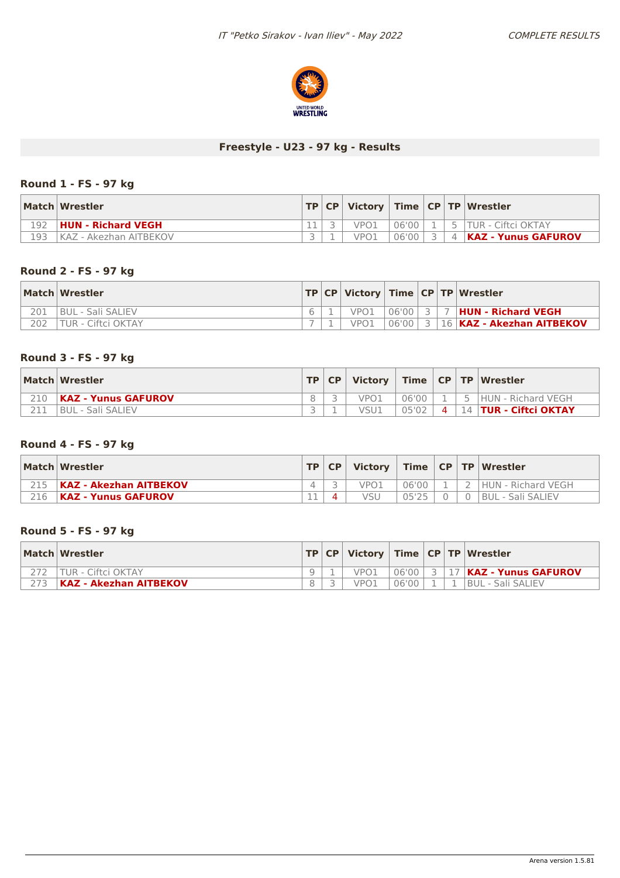## Freestyle - U23 - 97 kg - Results

### Round 1 - FS - 97 kg

| Match | Wrestler | TP | CP | Victory | Time | CP | TP | Wrestler |
|---|---|---|---|---|---|---|---|---|
| 192 | **HUN - Richard VEGH** | 11 | 3 | VPO1 | 06'00 | 1 | 5 | TUR - Ciftci OKTAY |
| 193 | KAZ - Akezhan AITBEKOV | 3 | 1 | VPO1 | 06'00 | 3 | 4 | **KAZ - Yunus GAFUROV** |

### Round 2 - FS - 97 kg

| Match | Wrestler | TP | CP | Victory | Time | CP | TP | Wrestler |
|---|---|---|---|---|---|---|---|---|
| 201 | BUL - Sali SALIEV | 6 | 1 | VPO1 | 06'00 | 3 | 7 | **HUN - Richard VEGH** |
| 202 | TUR - Ciftci OKTAY | 7 | 1 | VPO1 | 06'00 | 3 | 16 | **KAZ - Akezhan AITBEKOV** |

### Round 3 - FS - 97 kg

| Match | Wrestler | TP | CP | Victory | Time | CP | TP | Wrestler |
|---|---|---|---|---|---|---|---|---|
| 210 | **KAZ - Yunus GAFUROV** | 8 | 3 | VPO1 | 06'00 | 1 | 5 | HUN - Richard VEGH |
| 211 | BUL - Sali SALIEV | 3 | 1 | VSU1 | 05'02 | 4 | 14 | **TUR - Ciftci OKTAY** |

### Round 4 - FS - 97 kg

| Match | Wrestler | TP | CP | Victory | Time | CP | TP | Wrestler |
|---|---|---|---|---|---|---|---|---|
| 215 | **KAZ - Akezhan AITBEKOV** | 4 | 3 | VPO1 | 06'00 | 1 | 2 | HUN - Richard VEGH |
| 216 | **KAZ - Yunus GAFUROV** | 11 | 4 | VSU | 05'25 | 0 | 0 | BUL - Sali SALIEV |

### Round 5 - FS - 97 kg

| Match | Wrestler | TP | CP | Victory | Time | CP | TP | Wrestler |
|---|---|---|---|---|---|---|---|---|
| 272 | TUR - Ciftci OKTAY | 9 | 1 | VPO1 | 06'00 | 3 | 17 | **KAZ - Yunus GAFUROV** |
| 273 | **KAZ - Akezhan AITBEKOV** | 8 | 3 | VPO1 | 06'00 | 1 | 1 | BUL - Sali SALIEV |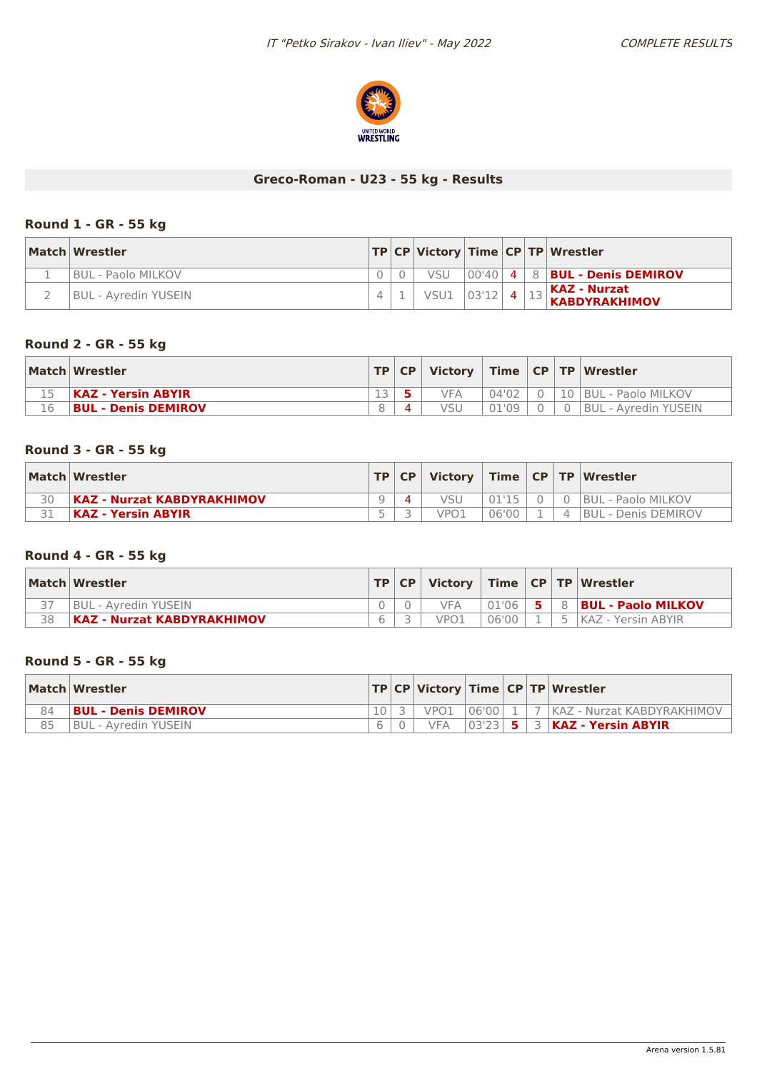## Greco-Roman - U23 - 55 kg - Results

### Round 1 - GR - 55 kg

| Match | Wrestler | TP | CP | Victory | Time | CP | TP | Wrestler |
|---|---|---|---|---|---|---|---|---|
| 1 | BUL - Paolo MILKOV | 0 | 0 | VSU | 00'40 | 4 | 8 | **BUL - Denis DEMIROV** |
| 2 | BUL - Ayredin YUSEIN | 4 | 1 | VSU1 | 03'12 | 4 | 13 | **KAZ - Nurzat KABDYRAKHIMOV** |

### Round 2 - GR - 55 kg

| Match | Wrestler | TP | CP | Victory | Time | CP | TP | Wrestler |
|---|---|---|---|---|---|---|---|---|
| 15 | **KAZ - Yersin ABYIR** | 13 | 5 | VFA | 04'02 | 0 | 10 | BUL - Paolo MILKOV |
| 16 | **BUL - Denis DEMIROV** | 8 | 4 | VSU | 01'09 | 0 | 0 | BUL - Ayredin YUSEIN |

### Round 3 - GR - 55 kg

| Match | Wrestler | TP | CP | Victory | Time | CP | TP | Wrestler |
|---|---|---|---|---|---|---|---|---|
| 30 | **KAZ - Nurzat KABDYRAKHIMOV** | 9 | 4 | VSU | 01'15 | 0 | 0 | BUL - Paolo MILKOV |
| 31 | **KAZ - Yersin ABYIR** | 5 | 3 | VPO1 | 06'00 | 1 | 4 | BUL - Denis DEMIROV |

### Round 4 - GR - 55 kg

| Match | Wrestler | TP | CP | Victory | Time | CP | TP | Wrestler |
|---|---|---|---|---|---|---|---|---|
| 37 | BUL - Ayredin YUSEIN | 0 | 0 | VFA | 01'06 | 5 | 8 | **BUL - Paolo MILKOV** |
| 38 | **KAZ - Nurzat KABDYRAKHIMOV** | 6 | 3 | VPO1 | 06'00 | 1 | 5 | KAZ - Yersin ABYIR |

### Round 5 - GR - 55 kg

| Match | Wrestler | TP | CP | Victory | Time | CP | TP | Wrestler |
|---|---|---|---|---|---|---|---|---|
| 84 | **BUL - Denis DEMIROV** | 10 | 3 | VPO1 | 06'00 | 1 | 7 | KAZ - Nurzat KABDYRAKHIMOV |
| 85 | BUL - Ayredin YUSEIN | 6 | 0 | VFA | 03'23 | 5 | 3 | **KAZ - Yersin ABYIR** |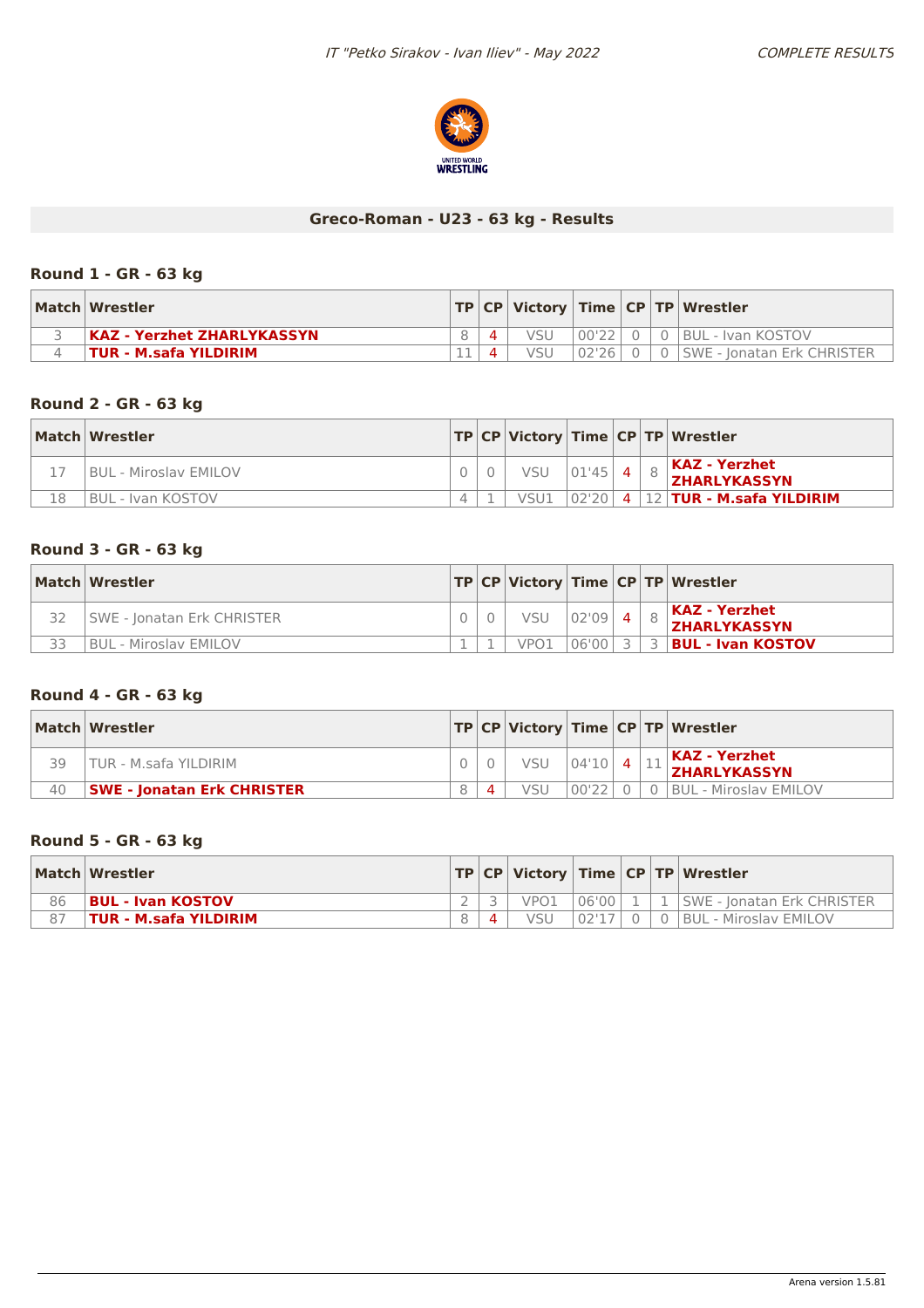# Greco-Roman - U23 - 63 kg - Results

## Round 1 - GR - 63 kg

| Match | Wrestler | TP | CP | Victory | Time | CP | TP | Wrestler |
|---|---|---|---|---|---|---|---|---|
| 3 | **KAZ - Yerzhet ZHARLYKASSYN** | 8 | 4 | VSU | 00'22 | 0 | 0 | BUL - Ivan KOSTOV |
| 4 | **TUR - M.safa YILDIRIM** | 11 | 4 | VSU | 02'26 | 0 | 0 | SWE - Jonatan Erk CHRISTER |

## Round 2 - GR - 63 kg

| Match | Wrestler | TP | CP | Victory | Time | CP | TP | Wrestler |
|---|---|---|---|---|---|---|---|---|
| 17 | BUL - Miroslav EMILOV | 0 | 0 | VSU | 01'45 | 4 | 8 | **KAZ - Yerzhet ZHARLYKASSYN** |
| 18 | BUL - Ivan KOSTOV | 4 | 1 | VSU1 | 02'20 | 4 | 12 | **TUR - M.safa YILDIRIM** |

## Round 3 - GR - 63 kg

| Match | Wrestler | TP | CP | Victory | Time | CP | TP | Wrestler |
|---|---|---|---|---|---|---|---|---|
| 32 | SWE - Jonatan Erk CHRISTER | 0 | 0 | VSU | 02'09 | 4 | 8 | **KAZ - Yerzhet ZHARLYKASSYN** |
| 33 | BUL - Miroslav EMILOV | 1 | 1 | VPO1 | 06'00 | 3 | 3 | **BUL - Ivan KOSTOV** |

## Round 4 - GR - 63 kg

| Match | Wrestler | TP | CP | Victory | Time | CP | TP | Wrestler |
|---|---|---|---|---|---|---|---|---|
| 39 | TUR - M.safa YILDIRIM | 0 | 0 | VSU | 04'10 | 4 | 11 | **KAZ - Yerzhet ZHARLYKASSYN** |
| 40 | **SWE - Jonatan Erk CHRISTER** | 8 | 4 | VSU | 00'22 | 0 | 0 | BUL - Miroslav EMILOV |

## Round 5 - GR - 63 kg

| Match | Wrestler | TP | CP | Victory | Time | CP | TP | Wrestler |
|---|---|---|---|---|---|---|---|---|
| 86 | **BUL - Ivan KOSTOV** | 2 | 3 | VPO1 | 06'00 | 1 | 1 | SWE - Jonatan Erk CHRISTER |
| 87 | **TUR - M.safa YILDIRIM** | 8 | 4 | VSU | 02'17 | 0 | 0 | BUL - Miroslav EMILOV |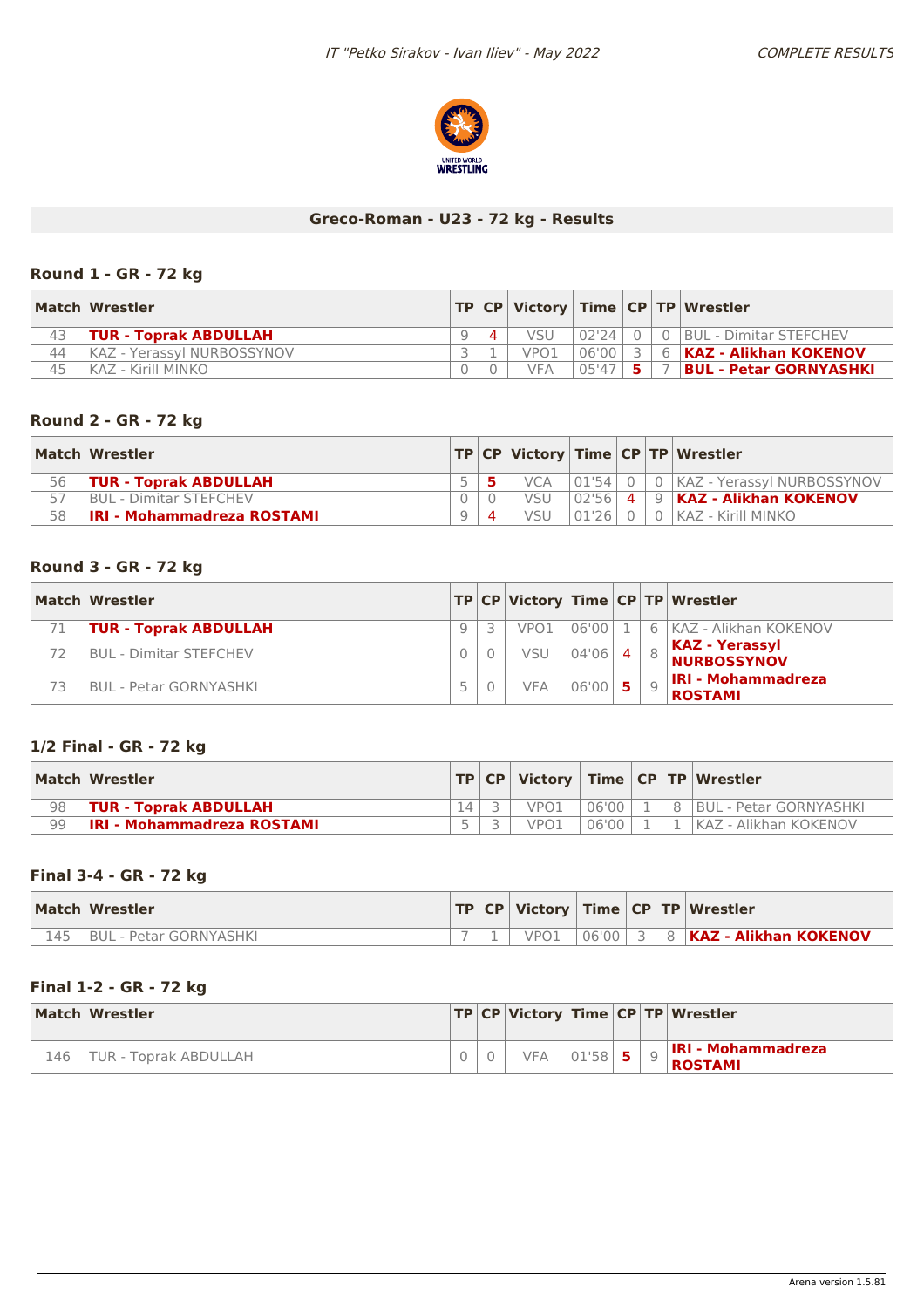## Greco-Roman - U23 - 72 kg - Results

### Round 1 - GR - 72 kg

| Match | Wrestler | TP | CP | Victory | Time | CP | TP | Wrestler |
|---|---|---|---|---|---|---|---|---|
| 43 | **TUR - Toprak ABDULLAH** | 9 | 4 | VSU | 02'24 | 0 | 0 | BUL - Dimitar STEFCHEV |
| 44 | KAZ - Yerassyl NURBOSSYNOV | 3 | 1 | VPO1 | 06'00 | 3 | 6 | **KAZ - Alikhan KOKENOV** |
| 45 | KAZ - Kirill MINKO | 0 | 0 | VFA | 05'47 | 5 | 7 | **BUL - Petar GORNYASHKI** |

### Round 2 - GR - 72 kg

| Match | Wrestler | TP | CP | Victory | Time | CP | TP | Wrestler |
|---|---|---|---|---|---|---|---|---|
| 56 | **TUR - Toprak ABDULLAH** | 5 | 5 | VCA | 01'54 | 0 | 0 | KAZ - Yerassyl NURBOSSYNOV |
| 57 | BUL - Dimitar STEFCHEV | 0 | 0 | VSU | 02'56 | 4 | 9 | **KAZ - Alikhan KOKENOV** |
| 58 | **IRI - Mohammadreza ROSTAMI** | 9 | 4 | VSU | 01'26 | 0 | 0 | KAZ - Kirill MINKO |

### Round 3 - GR - 72 kg

| Match | Wrestler | TP | CP | Victory | Time | CP | TP | Wrestler |
|---|---|---|---|---|---|---|---|---|
| 71 | **TUR - Toprak ABDULLAH** | 9 | 3 | VPO1 | 06'00 | 1 | 6 | KAZ - Alikhan KOKENOV |
| 72 | BUL - Dimitar STEFCHEV | 0 | 0 | VSU | 04'06 | 4 | 8 | **KAZ - Yerassyl NURBOSSYNOV** |
| 73 | BUL - Petar GORNYASHKI | 5 | 0 | VFA | 06'00 | 5 | 9 | **IRI - Mohammadreza ROSTAMI** |

### 1/2 Final - GR - 72 kg

| Match | Wrestler | TP | CP | Victory | Time | CP | TP | Wrestler |
|---|---|---|---|---|---|---|---|---|
| 98 | **TUR - Toprak ABDULLAH** | 14 | 3 | VPO1 | 06'00 | 1 | 8 | BUL - Petar GORNYASHKI |
| 99 | **IRI - Mohammadreza ROSTAMI** | 5 | 3 | VPO1 | 06'00 | 1 | 1 | KAZ - Alikhan KOKENOV |

### Final 3-4 - GR - 72 kg

| Match | Wrestler | TP | CP | Victory | Time | CP | TP | Wrestler |
|---|---|---|---|---|---|---|---|---|
| 145 | BUL - Petar GORNYASHKI | 7 | 1 | VPO1 | 06'00 | 3 | 8 | **KAZ - Alikhan KOKENOV** |

### Final 1-2 - GR - 72 kg

| Match | Wrestler | TP | CP | Victory | Time | CP | TP | Wrestler |
|---|---|---|---|---|---|---|---|---|
| 146 | TUR - Toprak ABDULLAH | 0 | 0 | VFA | 01'58 | 5 | 9 | **IRI - Mohammadreza ROSTAMI** |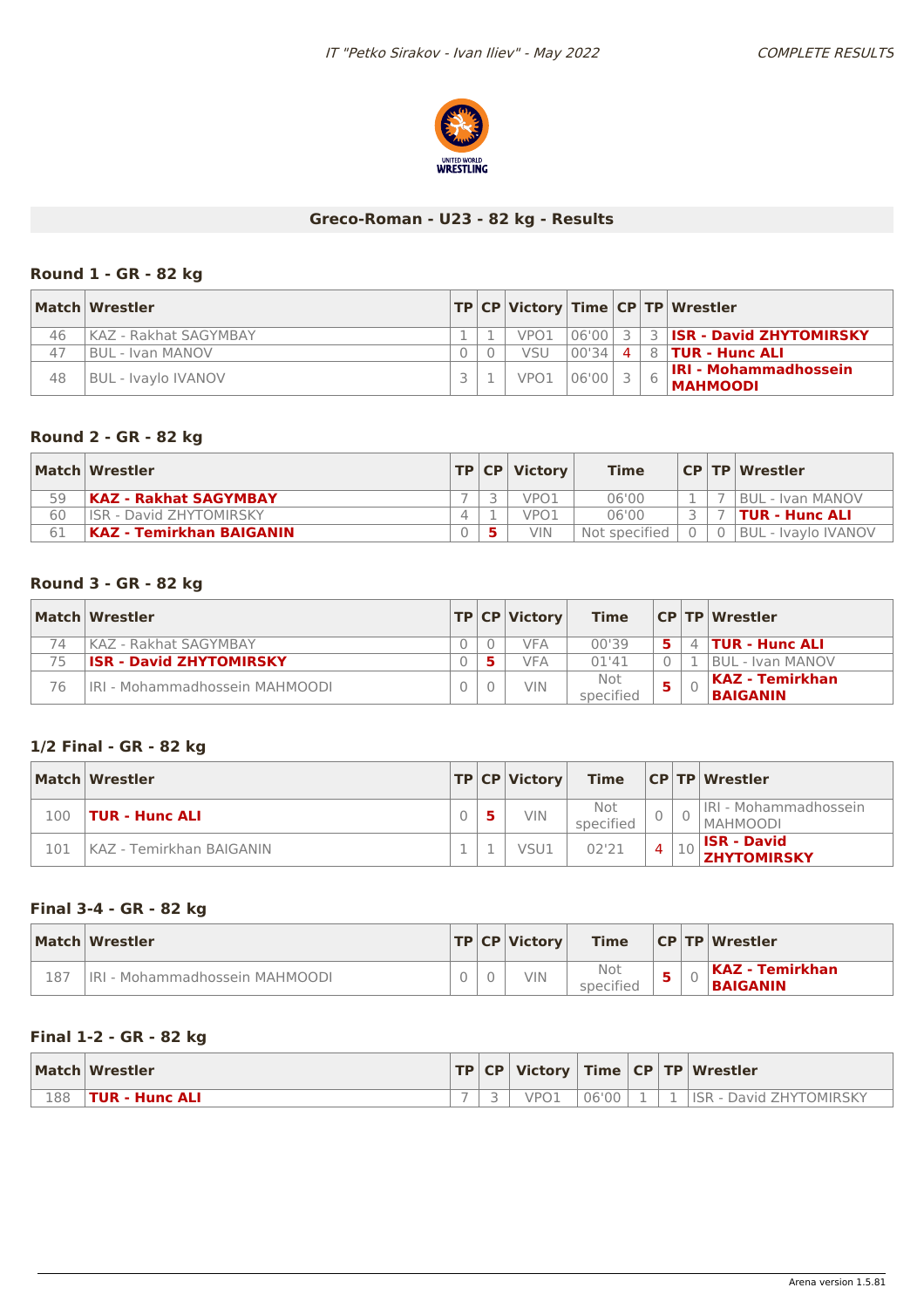## Greco-Roman - U23 - 82 kg - Results

### Round 1 - GR - 82 kg

| Match | Wrestler | TP | CP | Victory | Time | CP | TP | Wrestler |
|---|---|---|---|---|---|---|---|---|
| 46 | KAZ - Rakhat SAGYMBAY | 1 | 1 | VPO1 | 06'00 | 3 | 3 | **ISR - David ZHYTOMIRSKY** |
| 47 | BUL - Ivan MANOV | 0 | 0 | VSU | 00'34 | 4 | 8 | **TUR - Hunc ALI** |
| 48 | BUL - Ivaylo IVANOV | 3 | 1 | VPO1 | 06'00 | 3 | 6 | **IRI - Mohammadhossein MAHMOODI** |

### Round 2 - GR - 82 kg

| Match | Wrestler | TP | CP | Victory | Time | CP | TP | Wrestler |
|---|---|---|---|---|---|---|---|---|
| 59 | **KAZ - Rakhat SAGYMBAY** | 7 | 3 | VPO1 | 06'00 | 1 | 7 | BUL - Ivan MANOV |
| 60 | ISR - David ZHYTOMIRSKY | 4 | 1 | VPO1 | 06'00 | 3 | 7 | **TUR - Hunc ALI** |
| 61 | **KAZ - Temirkhan BAIGANIN** | 0 | 5 | VIN | Not specified | 0 | 0 | BUL - Ivaylo IVANOV |

### Round 3 - GR - 82 kg

| Match | Wrestler | TP | CP | Victory | Time | CP | TP | Wrestler |
|---|---|---|---|---|---|---|---|---|
| 74 | KAZ - Rakhat SAGYMBAY | 0 | 0 | VFA | 00'39 | 5 | 4 | **TUR - Hunc ALI** |
| 75 | **ISR - David ZHYTOMIRSKY** | 0 | 5 | VFA | 01'41 | 0 | 1 | BUL - Ivan MANOV |
| 76 | IRI - Mohammadhossein MAHMOODI | 0 | 0 | VIN | Not specified | 5 | 0 | **KAZ - Temirkhan BAIGANIN** |

### 1/2 Final - GR - 82 kg

| Match | Wrestler | TP | CP | Victory | Time | CP | TP | Wrestler |
|---|---|---|---|---|---|---|---|---|
| 100 | **TUR - Hunc ALI** | 0 | 5 | VIN | Not specified | 0 | 0 | IRI - Mohammadhossein MAHMOODI |
| 101 | KAZ - Temirkhan BAIGANIN | 1 | 1 | VSU1 | 02'21 | 4 | 10 | **ISR - David ZHYTOMIRSKY** |

### Final 3-4 - GR - 82 kg

| Match | Wrestler | TP | CP | Victory | Time | CP | TP | Wrestler |
|---|---|---|---|---|---|---|---|---|
| 187 | IRI - Mohammadhossein MAHMOODI | 0 | 0 | VIN | Not specified | 5 | 0 | **KAZ - Temirkhan BAIGANIN** |

### Final 1-2 - GR - 82 kg

| Match | Wrestler | TP | CP | Victory | Time | CP | TP | Wrestler |
|---|---|---|---|---|---|---|---|---|
| 188 | **TUR - Hunc ALI** | 7 | 3 | VPO1 | 06'00 | 1 | 1 | ISR - David ZHYTOMIRSKY |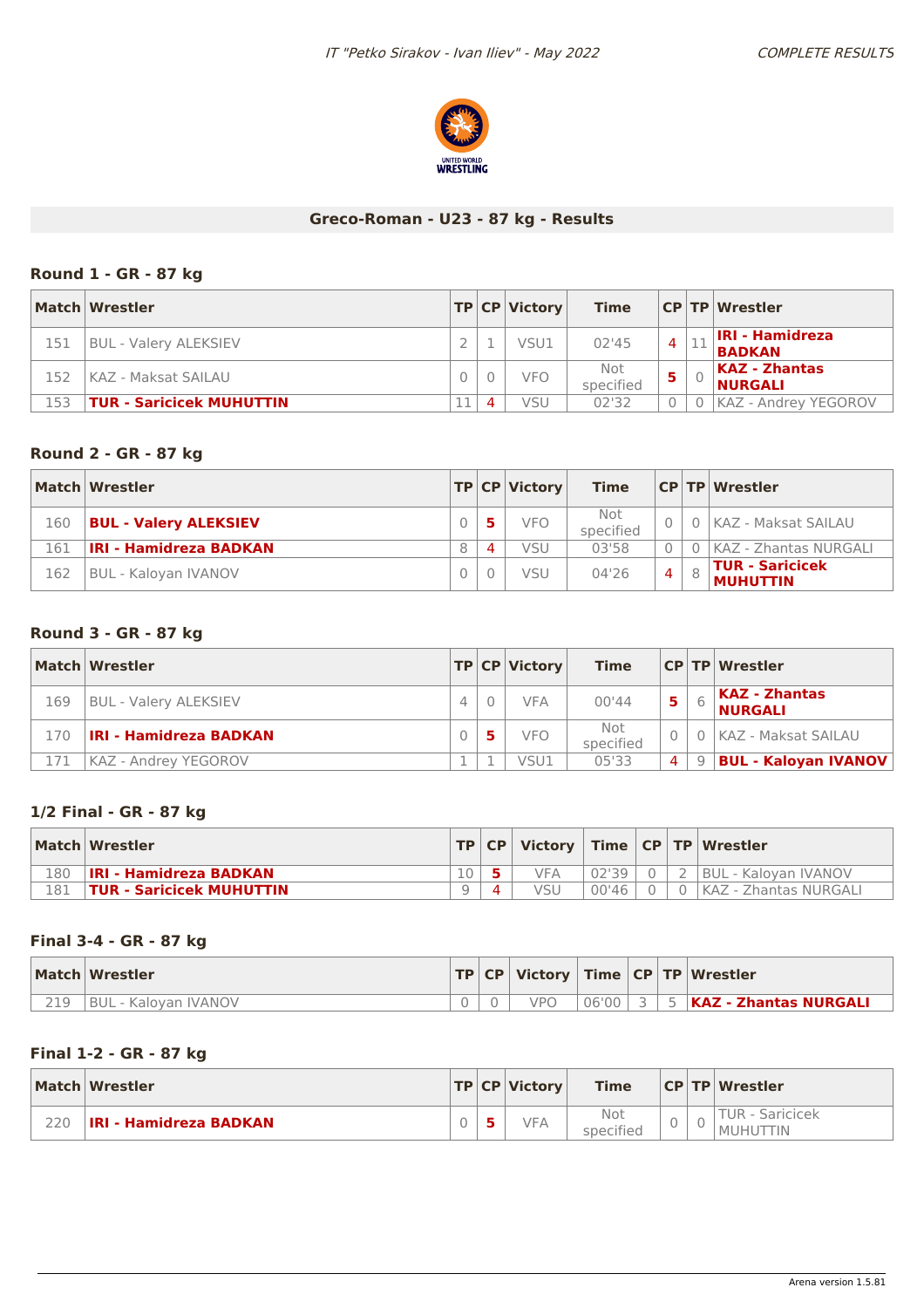## Greco-Roman - U23 - 87 kg - Results

### Round 1 - GR - 87 kg

| Match | Wrestler | TP | CP | Victory | Time | CP | TP | Wrestler |
|---|---|---|---|---|---|---|---|---|
| 151 | BUL - Valery ALEKSIEV | 2 | 1 | VSU1 | 02'45 | 4 | 11 | **IRI - Hamidreza BADKAN** |
| 152 | KAZ - Maksat SAILAU | 0 | 0 | VFO | Not specified | **5** | 0 | **KAZ - Zhantas NURGALI** |
| 153 | **TUR - Saricicek MUHUTTIN** | 11 | 4 | VSU | 02'32 | 0 | 0 | KAZ - Andrey YEGOROV |

### Round 2 - GR - 87 kg

| Match | Wrestler | TP | CP | Victory | Time | CP | TP | Wrestler |
|---|---|---|---|---|---|---|---|---|
| 160 | **BUL - Valery ALEKSIEV** | 0 | **5** | VFO | Not specified | 0 | 0 | KAZ - Maksat SAILAU |
| 161 | **IRI - Hamidreza BADKAN** | 8 | 4 | VSU | 03'58 | 0 | 0 | KAZ - Zhantas NURGALI |
| 162 | BUL - Kaloyan IVANOV | 0 | 0 | VSU | 04'26 | 4 | 8 | **TUR - Saricicek MUHUTTIN** |

### Round 3 - GR - 87 kg

| Match | Wrestler | TP | CP | Victory | Time | CP | TP | Wrestler |
|---|---|---|---|---|---|---|---|---|
| 169 | BUL - Valery ALEKSIEV | 4 | 0 | VFA | 00'44 | **5** | 6 | **KAZ - Zhantas NURGALI** |
| 170 | **IRI - Hamidreza BADKAN** | 0 | **5** | VFO | Not specified | 0 | 0 | KAZ - Maksat SAILAU |
| 171 | KAZ - Andrey YEGOROV | 1 | 1 | VSU1 | 05'33 | 4 | 9 | **BUL - Kaloyan IVANOV** |

### 1/2 Final - GR - 87 kg

| Match | Wrestler | TP | CP | Victory | Time | CP | TP | Wrestler |
|---|---|---|---|---|---|---|---|---|
| 180 | **IRI - Hamidreza BADKAN** | 10 | **5** | VFA | 02'39 | 0 | 2 | BUL - Kaloyan IVANOV |
| 181 | **TUR - Saricicek MUHUTTIN** | 9 | 4 | VSU | 00'46 | 0 | 0 | KAZ - Zhantas NURGALI |

### Final 3-4 - GR - 87 kg

| Match | Wrestler | TP | CP | Victory | Time | CP | TP | Wrestler |
|---|---|---|---|---|---|---|---|---|
| 219 | BUL - Kaloyan IVANOV | 0 | 0 | VPO | 06'00 | 3 | 5 | **KAZ - Zhantas NURGALI** |

### Final 1-2 - GR - 87 kg

| Match | Wrestler | TP | CP | Victory | Time | CP | TP | Wrestler |
|---|---|---|---|---|---|---|---|---|
| 220 | **IRI - Hamidreza BADKAN** | 0 | **5** | VFA | Not specified | 0 | 0 | TUR - Saricicek MUHUTTIN |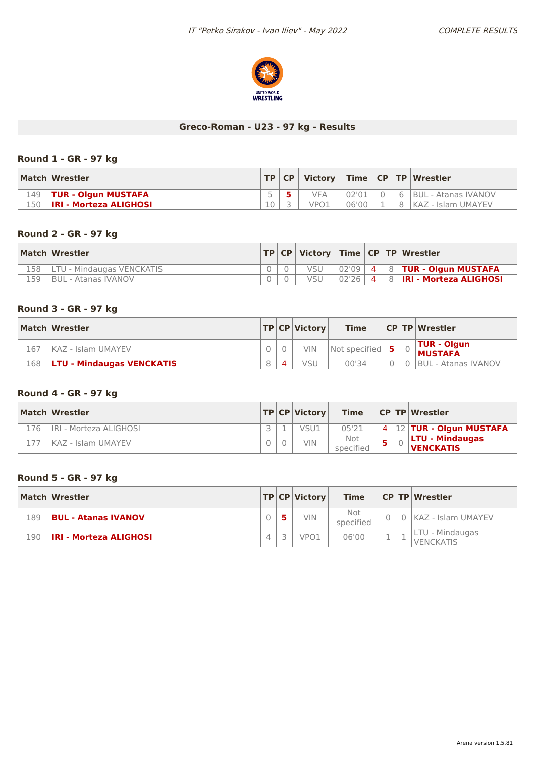## Greco-Roman - U23 - 97 kg - Results

### Round 1 - GR - 97 kg

| Match | Wrestler | TP | CP | Victory | Time | CP | TP | Wrestler |
|---|---|---|---|---|---|---|---|---|
| 149 | **TUR - Olgun MUSTAFA** | 5 | **5** | VFA | 02'01 | 0 | 6 | BUL - Atanas IVANOV |
| 150 | **IRI - Morteza ALIGHOSI** | 10 | 3 | VPO1 | 06'00 | 1 | 8 | KAZ - Islam UMAYEV |

### Round 2 - GR - 97 kg

| Match | Wrestler | TP | CP | Victory | Time | CP | TP | Wrestler |
|---|---|---|---|---|---|---|---|---|
| 158 | LTU - Mindaugas VENCKATIS | 0 | 0 | VSU | 02'09 | 4 | 8 | **TUR - Olgun MUSTAFA** |
| 159 | BUL - Atanas IVANOV | 0 | 0 | VSU | 02'26 | 4 | 8 | **IRI - Morteza ALIGHOSI** |

### Round 3 - GR - 97 kg

| Match | Wrestler | TP | CP | Victory | Time | CP | TP | Wrestler |
|---|---|---|---|---|---|---|---|---|
| 167 | KAZ - Islam UMAYEV | 0 | 0 | VIN | Not specified | **5** | 0 | **TUR - Olgun MUSTAFA** |
| 168 | **LTU - Mindaugas VENCKATIS** | 8 | 4 | VSU | 00'34 | 0 | 0 | BUL - Atanas IVANOV |

### Round 4 - GR - 97 kg

| Match | Wrestler | TP | CP | Victory | Time | CP | TP | Wrestler |
|---|---|---|---|---|---|---|---|---|
| 176 | IRI - Morteza ALIGHOSI | 3 | 1 | VSU1 | 05'21 | 4 | 12 | **TUR - Olgun MUSTAFA** |
| 177 | KAZ - Islam UMAYEV | 0 | 0 | VIN | Not specified | **5** | 0 | **LTU - Mindaugas VENCKATIS** |

### Round 5 - GR - 97 kg

| Match | Wrestler | TP | CP | Victory | Time | CP | TP | Wrestler |
|---|---|---|---|---|---|---|---|---|
| 189 | **BUL - Atanas IVANOV** | 0 | **5** | VIN | Not specified | 0 | 0 | KAZ - Islam UMAYEV |
| 190 | **IRI - Morteza ALIGHOSI** | 4 | 3 | VPO1 | 06'00 | 1 | 1 | LTU - Mindaugas VENCKATIS |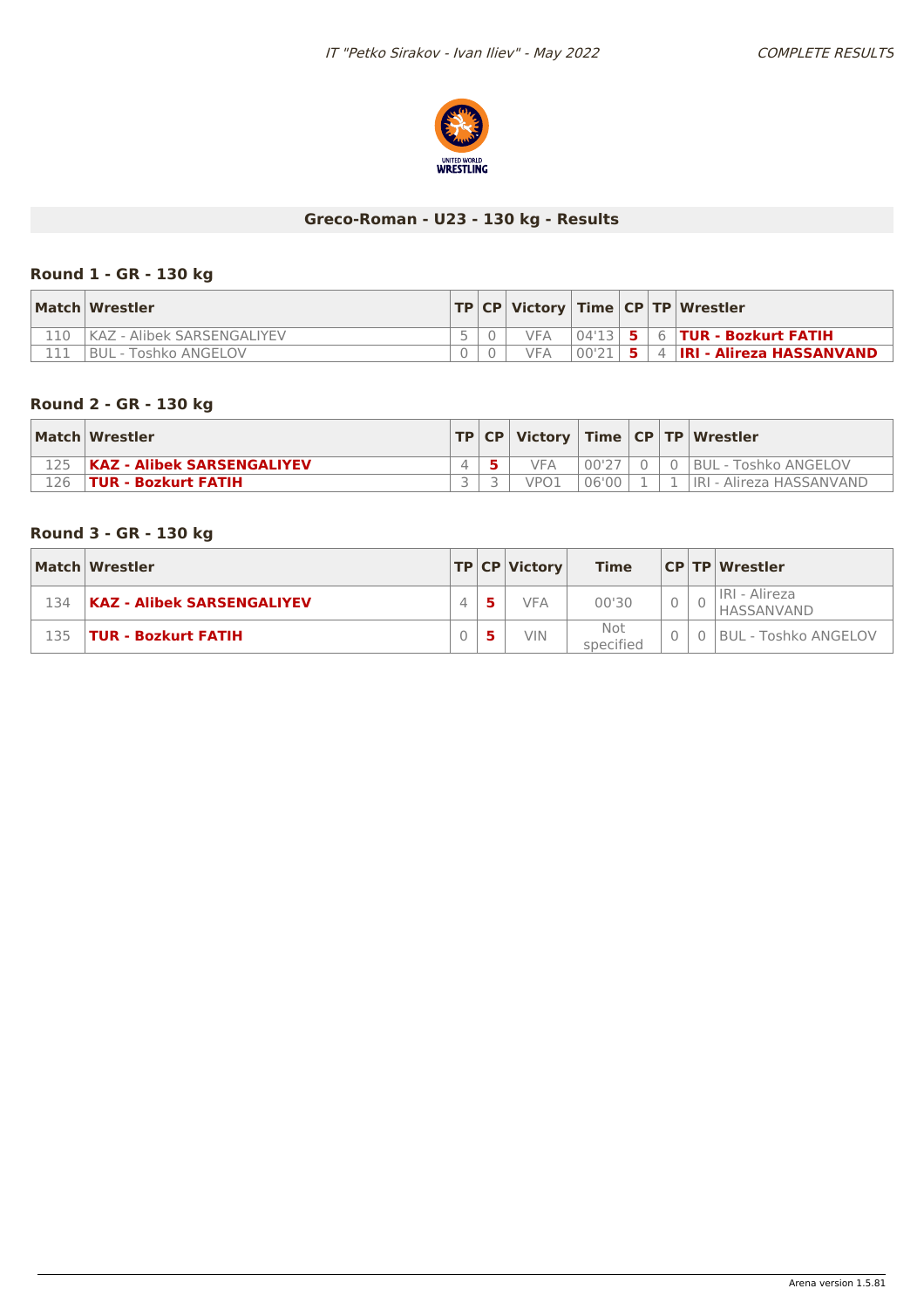## Greco-Roman - U23 - 130 kg - Results

### Round 1 - GR - 130 kg

| Match | Wrestler | TP | CP | Victory | Time | CP | TP | Wrestler |
|---|---|---|---|---|---|---|---|---|
| 110 | KAZ - Alibek SARSENGALIYEV | 5 | 0 | VFA | 04'13 | **5** | 6 | **TUR - Bozkurt FATIH** |
| 111 | BUL - Toshko ANGELOV | 0 | 0 | VFA | 00'21 | **5** | 4 | **IRI - Alireza HASSANVAND** |

### Round 2 - GR - 130 kg

| Match | Wrestler | TP | CP | Victory | Time | CP | TP | Wrestler |
|---|---|---|---|---|---|---|---|---|
| 125 | **KAZ - Alibek SARSENGALIYEV** | 4 | **5** | VFA | 00'27 | 0 | 0 | BUL - Toshko ANGELOV |
| 126 | **TUR - Bozkurt FATIH** | 3 | 3 | VPO1 | 06'00 | 1 | 1 | IRI - Alireza HASSANVAND |

### Round 3 - GR - 130 kg

| Match | Wrestler | TP | CP | Victory | Time | CP | TP | Wrestler |
|---|---|---|---|---|---|---|---|---|
| 134 | **KAZ - Alibek SARSENGALIYEV** | 4 | **5** | VFA | 00'30 | 0 | 0 | IRI - Alireza HASSANVAND |
| 135 | **TUR - Bozkurt FATIH** | 0 | **5** | VIN | Not specified | 0 | 0 | BUL - Toshko ANGELOV |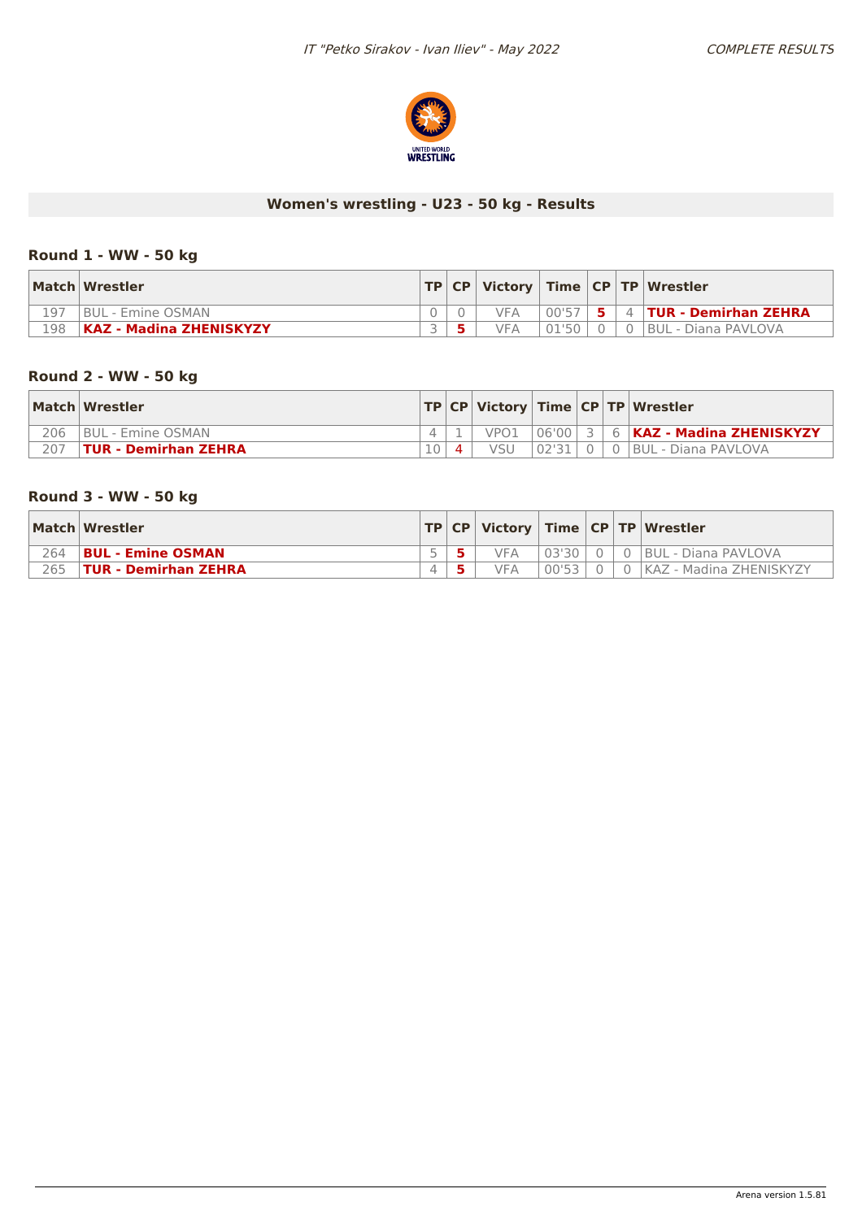## Women's wrestling - U23 - 50 kg - Results

### Round 1 - WW - 50 kg

| Match | Wrestler | TP | CP | Victory | Time | CP | TP | Wrestler |
|---|---|---|---|---|---|---|---|---|
| 197 | BUL - Emine OSMAN | 0 | 0 | VFA | 00'57 | **5** | 4 | **TUR - Demirhan ZEHRA** |
| 198 | **KAZ - Madina ZHENISKYZY** | 3 | **5** | VFA | 01'50 | 0 | 0 | BUL - Diana PAVLOVA |

### Round 2 - WW - 50 kg

| Match | Wrestler | TP | CP | Victory | Time | CP | TP | Wrestler |
|---|---|---|---|---|---|---|---|---|
| 206 | BUL - Emine OSMAN | 4 | 1 | VPO1 | 06'00 | 3 | 6 | **KAZ - Madina ZHENISKYZY** |
| 207 | **TUR - Demirhan ZEHRA** | 10 | **4** | VSU | 02'31 | 0 | 0 | BUL - Diana PAVLOVA |

### Round 3 - WW - 50 kg

| Match | Wrestler | TP | CP | Victory | Time | CP | TP | Wrestler |
|---|---|---|---|---|---|---|---|---|
| 264 | **BUL - Emine OSMAN** | 5 | **5** | VFA | 03'30 | 0 | 0 | BUL - Diana PAVLOVA |
| 265 | **TUR - Demirhan ZEHRA** | 4 | **5** | VFA | 00'53 | 0 | 0 | KAZ - Madina ZHENISKYZY |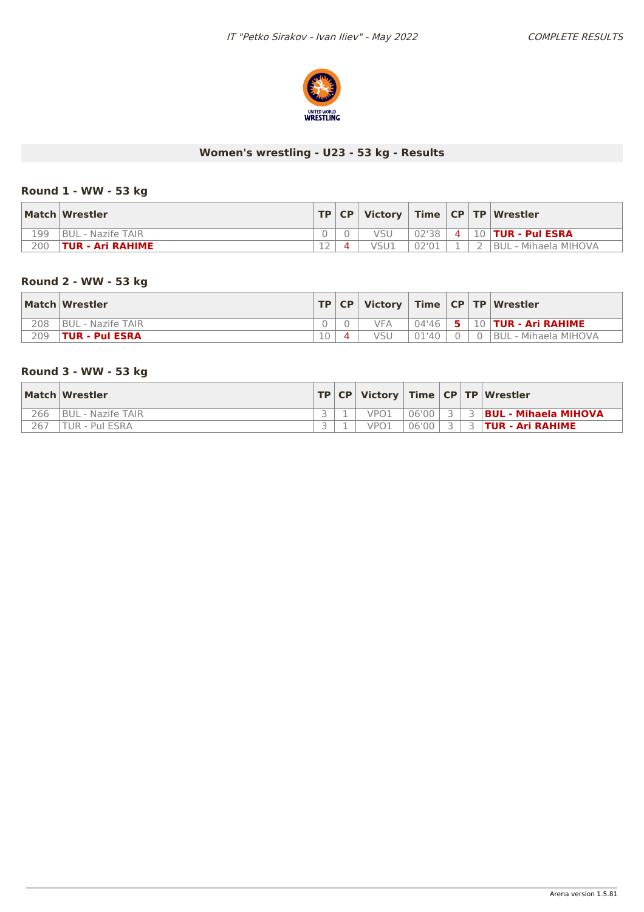## Women's wrestling - U23 - 53 kg - Results

### Round 1 - WW - 53 kg

| Match | Wrestler | TP | CP | Victory | Time | CP | TP | Wrestler |
|---|---|---|---|---|---|---|---|---|
| 199 | BUL - Nazife TAIR | 0 | 0 | VSU | 02'38 | 4 | 10 | **TUR - Pul ESRA** |
| 200 | **TUR - Ari RAHIME** | 12 | 4 | VSU1 | 02'01 | 1 | 2 | BUL - Mihaela MIHOVA |

### Round 2 - WW - 53 kg

| Match | Wrestler | TP | CP | Victory | Time | CP | TP | Wrestler |
|---|---|---|---|---|---|---|---|---|
| 208 | BUL - Nazife TAIR | 0 | 0 | VFA | 04'46 | 5 | 10 | **TUR - Ari RAHIME** |
| 209 | **TUR - Pul ESRA** | 10 | 4 | VSU | 01'40 | 0 | 0 | BUL - Mihaela MIHOVA |

### Round 3 - WW - 53 kg

| Match | Wrestler | TP | CP | Victory | Time | CP | TP | Wrestler |
|---|---|---|---|---|---|---|---|---|
| 266 | BUL - Nazife TAIR | 3 | 1 | VPO1 | 06'00 | 3 | 3 | **BUL - Mihaela MIHOVA** |
| 267 | TUR - Pul ESRA | 3 | 1 | VPO1 | 06'00 | 3 | 3 | **TUR - Ari RAHIME** |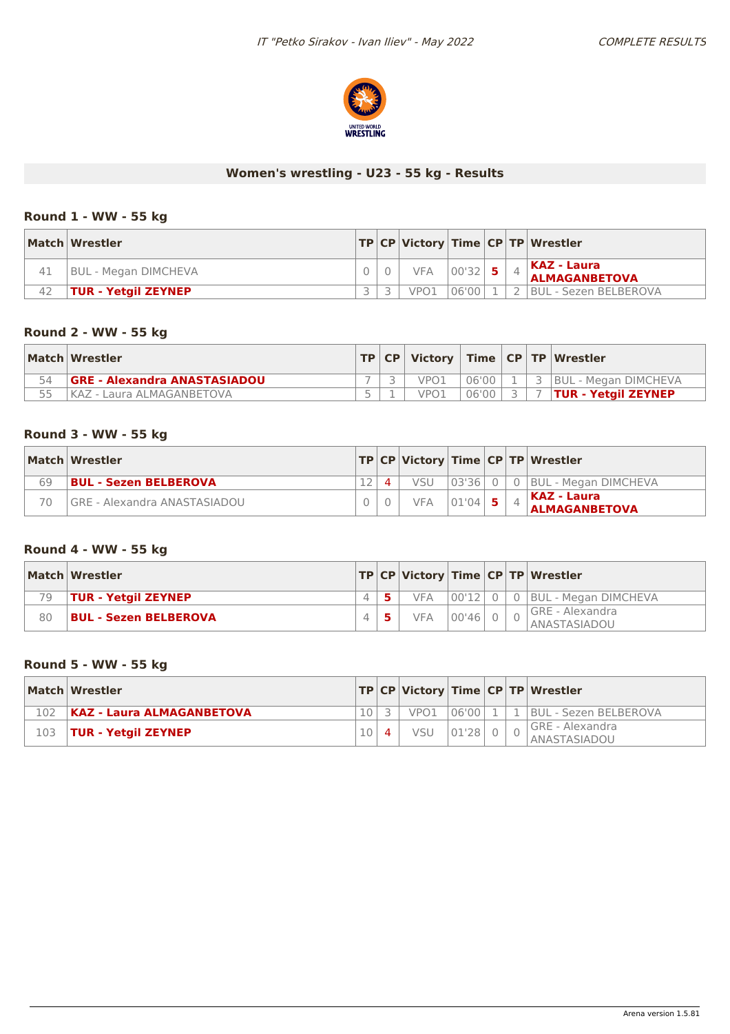## Women's wrestling - U23 - 55 kg - Results

### Round 1 - WW - 55 kg

| Match | Wrestler | TP | CP | Victory | Time | CP | TP | Wrestler |
|---|---|---|---|---|---|---|---|---|
| 41 | BUL - Megan DIMCHEVA | 0 | 0 | VFA | 00'32 | **5** | 4 | **KAZ - Laura ALMAGANBETOVA** |
| 42 | **TUR - Yetgil ZEYNEP** | 3 | 3 | VPO1 | 06'00 | 1 | 2 | BUL - Sezen BELBEROVA |

### Round 2 - WW - 55 kg

| Match | Wrestler | TP | CP | Victory | Time | CP | TP | Wrestler |
|---|---|---|---|---|---|---|---|---|
| 54 | **GRE - Alexandra ANASTASIADOU** | 7 | 3 | VPO1 | 06'00 | 1 | 3 | BUL - Megan DIMCHEVA |
| 55 | KAZ - Laura ALMAGANBETOVA | 5 | 1 | VPO1 | 06'00 | 3 | 7 | **TUR - Yetgil ZEYNEP** |

### Round 3 - WW - 55 kg

| Match | Wrestler | TP | CP | Victory | Time | CP | TP | Wrestler |
|---|---|---|---|---|---|---|---|---|
| 69 | **BUL - Sezen BELBEROVA** | 12 | **4** | VSU | 03'36 | 0 | 0 | BUL - Megan DIMCHEVA |
| 70 | GRE - Alexandra ANASTASIADOU | 0 | 0 | VFA | 01'04 | **5** | 4 | **KAZ - Laura ALMAGANBETOVA** |

### Round 4 - WW - 55 kg

| Match | Wrestler | TP | CP | Victory | Time | CP | TP | Wrestler |
|---|---|---|---|---|---|---|---|---|
| 79 | **TUR - Yetgil ZEYNEP** | 4 | **5** | VFA | 00'12 | 0 | 0 | BUL - Megan DIMCHEVA |
| 80 | **BUL - Sezen BELBEROVA** | 4 | **5** | VFA | 00'46 | 0 | 0 | GRE - Alexandra ANASTASIADOU |

### Round 5 - WW - 55 kg

| Match | Wrestler | TP | CP | Victory | Time | CP | TP | Wrestler |
|---|---|---|---|---|---|---|---|---|
| 102 | **KAZ - Laura ALMAGANBETOVA** | 10 | 3 | VPO1 | 06'00 | 1 | 1 | BUL - Sezen BELBEROVA |
| 103 | **TUR - Yetgil ZEYNEP** | 10 | **4** | VSU | 01'28 | 0 | 0 | GRE - Alexandra ANASTASIADOU |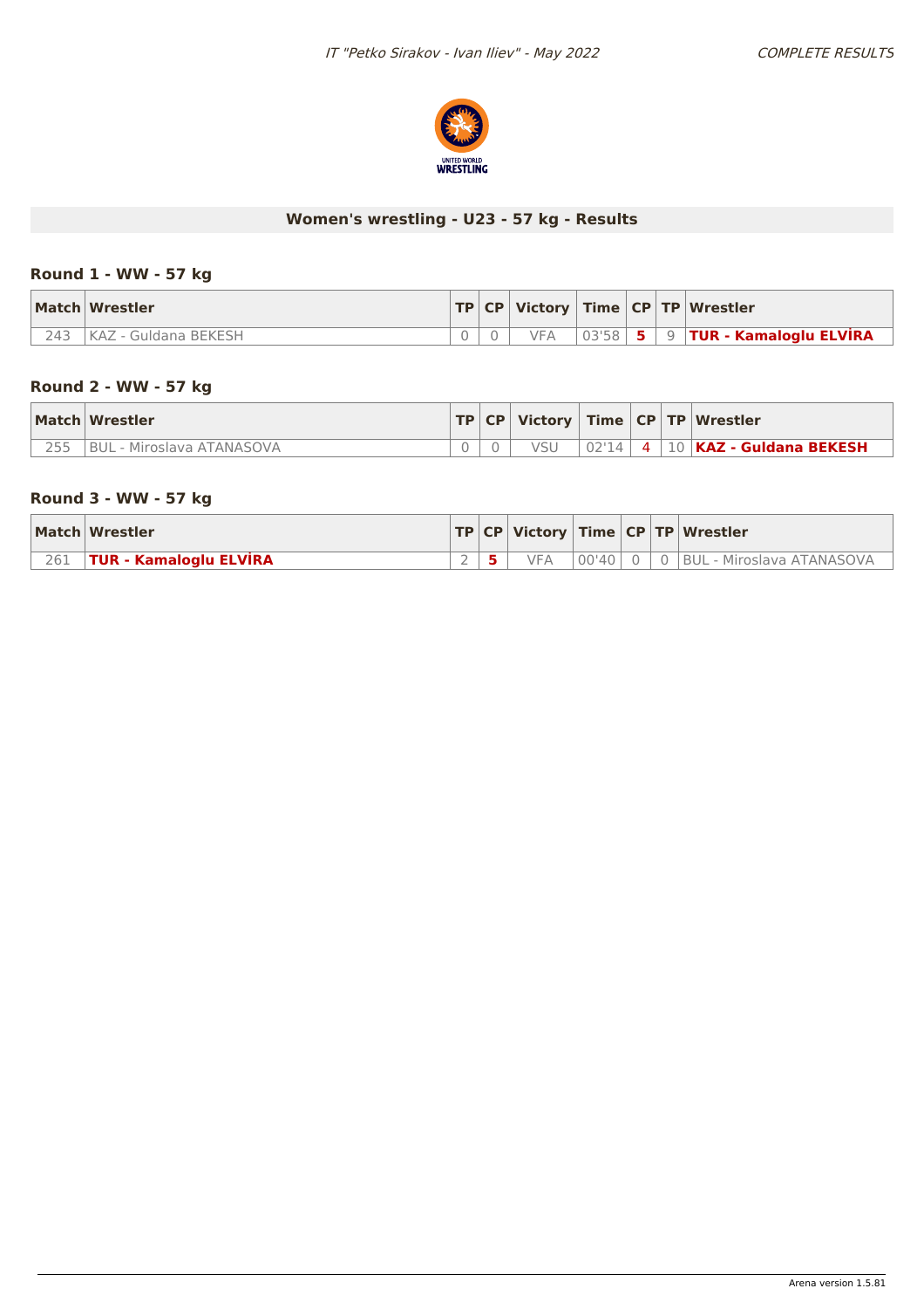## Women's wrestling - U23 - 57 kg - Results

### Round 1 - WW - 57 kg

| Match | Wrestler | TP | CP | Victory | Time | CP | TP | Wrestler |
|---|---|---|---|---|---|---|---|---|
| 243 | KAZ - Guldana BEKESH | 0 | 0 | VFA | 03'58 | **5** | 9 | **TUR - Kamaloglu ELVİRA** |

### Round 2 - WW - 57 kg

| Match | Wrestler | TP | CP | Victory | Time | CP | TP | Wrestler |
|---|---|---|---|---|---|---|---|---|
| 255 | BUL - Miroslava ATANASOVA | 0 | 0 | VSU | 02'14 | 4 | 10 | **KAZ - Guldana BEKESH** |

### Round 3 - WW - 57 kg

| Match | Wrestler | TP | CP | Victory | Time | CP | TP | Wrestler |
|---|---|---|---|---|---|---|---|---|
| 261 | **TUR - Kamaloglu ELVİRA** | 2 | **5** | VFA | 00'40 | 0 | 0 | BUL - Miroslava ATANASOVA |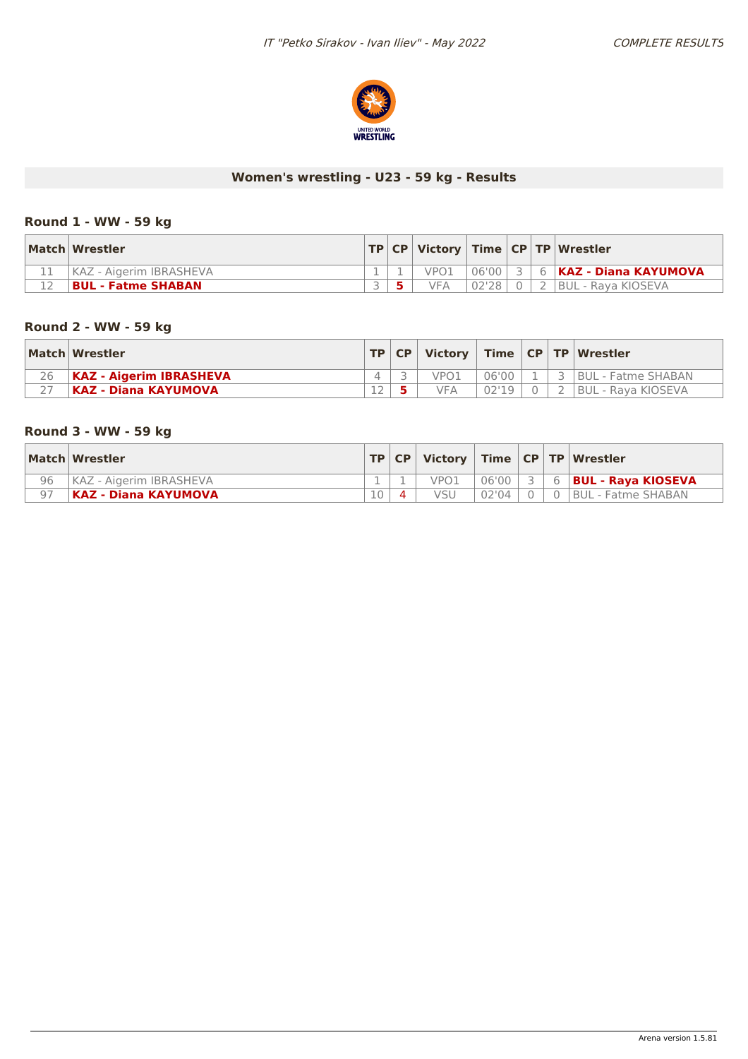## Women's wrestling - U23 - 59 kg - Results

### Round 1 - WW - 59 kg

| Match | Wrestler | TP | CP | Victory | Time | CP | TP | Wrestler |
|---|---|---|---|---|---|---|---|---|
| 11 | KAZ - Aigerim IBRASHEVA | 1 | 1 | VPO1 | 06'00 | 3 | 6 | **KAZ - Diana KAYUMOVA** |
| 12 | **BUL - Fatme SHABAN** | 3 | **5** | VFA | 02'28 | 0 | 2 | BUL - Raya KIOSEVA |

### Round 2 - WW - 59 kg

| Match | Wrestler | TP | CP | Victory | Time | CP | TP | Wrestler |
|---|---|---|---|---|---|---|---|---|
| 26 | **KAZ - Aigerim IBRASHEVA** | 4 | 3 | VPO1 | 06'00 | 1 | 3 | BUL - Fatme SHABAN |
| 27 | **KAZ - Diana KAYUMOVA** | 12 | **5** | VFA | 02'19 | 0 | 2 | BUL - Raya KIOSEVA |

### Round 3 - WW - 59 kg

| Match | Wrestler | TP | CP | Victory | Time | CP | TP | Wrestler |
|---|---|---|---|---|---|---|---|---|
| 96 | KAZ - Aigerim IBRASHEVA | 1 | 1 | VPO1 | 06'00 | 3 | 6 | **BUL - Raya KIOSEVA** |
| 97 | **KAZ - Diana KAYUMOVA** | 10 | 4 | VSU | 02'04 | 0 | 0 | BUL - Fatme SHABAN |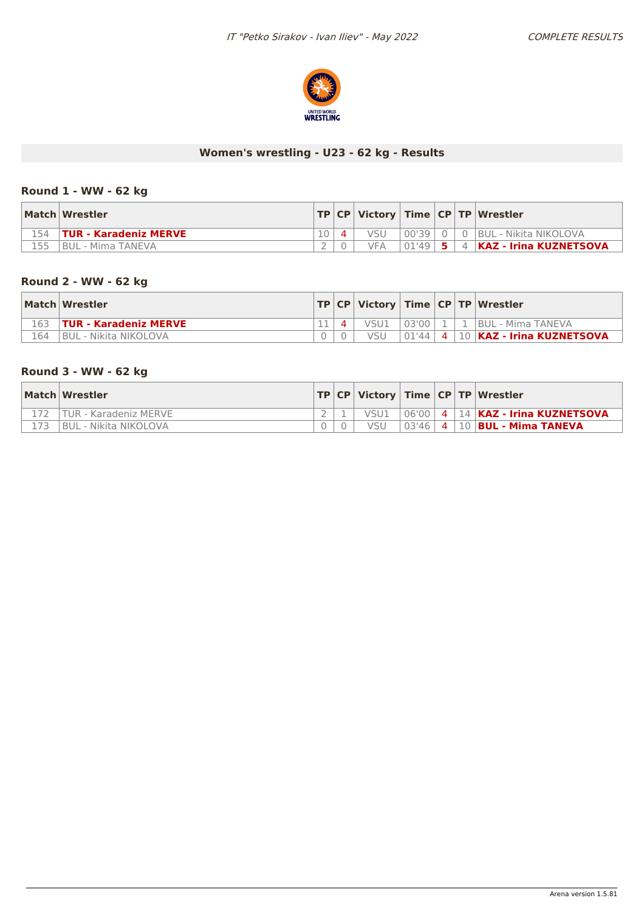## Women's wrestling - U23 - 62 kg - Results

### Round 1 - WW - 62 kg

| Match | Wrestler | TP | CP | Victory | Time | CP | TP | Wrestler |
|---|---|---|---|---|---|---|---|---|
| 154 | **TUR - Karadeniz MERVE** | 10 | 4 | VSU | 00'39 | 0 | 0 | BUL - Nikita NIKOLOVA |
| 155 | BUL - Mima TANEVA | 2 | 0 | VFA | 01'49 | 5 | 4 | **KAZ - Irina KUZNETSOVA** |

### Round 2 - WW - 62 kg

| Match | Wrestler | TP | CP | Victory | Time | CP | TP | Wrestler |
|---|---|---|---|---|---|---|---|---|
| 163 | **TUR - Karadeniz MERVE** | 11 | 4 | VSU1 | 03'00 | 1 | 1 | BUL - Mima TANEVA |
| 164 | BUL - Nikita NIKOLOVA | 0 | 0 | VSU | 01'44 | 4 | 10 | **KAZ - Irina KUZNETSOVA** |

### Round 3 - WW - 62 kg

| Match | Wrestler | TP | CP | Victory | Time | CP | TP | Wrestler |
|---|---|---|---|---|---|---|---|---|
| 172 | TUR - Karadeniz MERVE | 2 | 1 | VSU1 | 06'00 | 4 | 14 | **KAZ - Irina KUZNETSOVA** |
| 173 | BUL - Nikita NIKOLOVA | 0 | 0 | VSU | 03'46 | 4 | 10 | **BUL - Mima TANEVA** |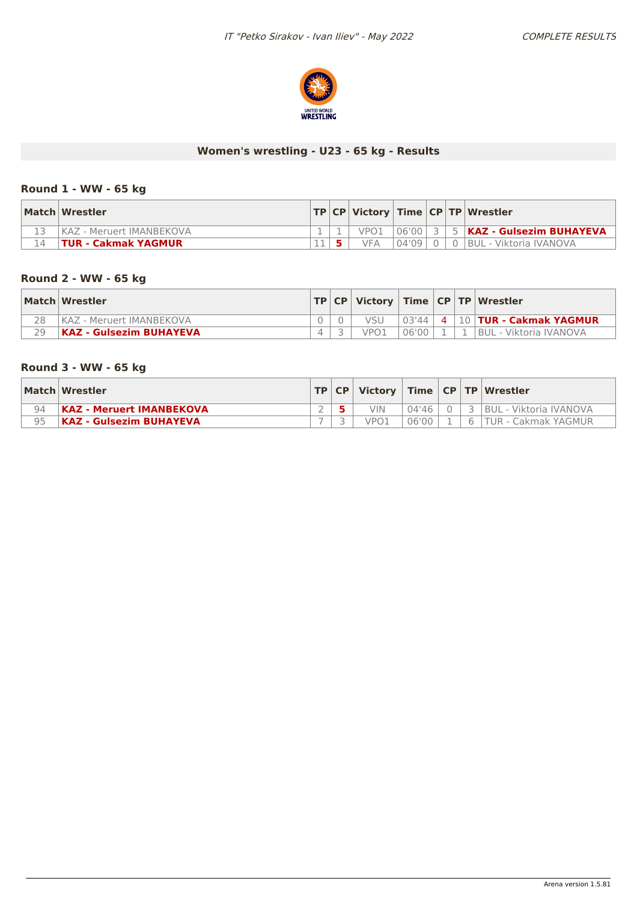## Women's wrestling - U23 - 65 kg - Results

### Round 1 - WW - 65 kg

| Match | Wrestler | TP | CP | Victory | Time | CP | TP | Wrestler |
|---|---|---|---|---|---|---|---|---|
| 13 | KAZ - Meruert IMANBEKOVA | 1 | 1 | VPO1 | 06'00 | 3 | 5 | **KAZ - Gulsezim BUHAYEVA** |
| 14 | **TUR - Cakmak YAGMUR** | 11 | **5** | VFA | 04'09 | 0 | 0 | BUL - Viktoria IVANOVA |

### Round 2 - WW - 65 kg

| Match | Wrestler | TP | CP | Victory | Time | CP | TP | Wrestler |
|---|---|---|---|---|---|---|---|---|
| 28 | KAZ - Meruert IMANBEKOVA | 0 | 0 | VSU | 03'44 | 4 | 10 | **TUR - Cakmak YAGMUR** |
| 29 | **KAZ - Gulsezim BUHAYEVA** | 4 | 3 | VPO1 | 06'00 | 1 | 1 | BUL - Viktoria IVANOVA |

### Round 3 - WW - 65 kg

| Match | Wrestler | TP | CP | Victory | Time | CP | TP | Wrestler |
|---|---|---|---|---|---|---|---|---|
| 94 | **KAZ - Meruert IMANBEKOVA** | 2 | **5** | VIN | 04'46 | 0 | 3 | BUL - Viktoria IVANOVA |
| 95 | **KAZ - Gulsezim BUHAYEVA** | 7 | 3 | VPO1 | 06'00 | 1 | 6 | TUR - Cakmak YAGMUR |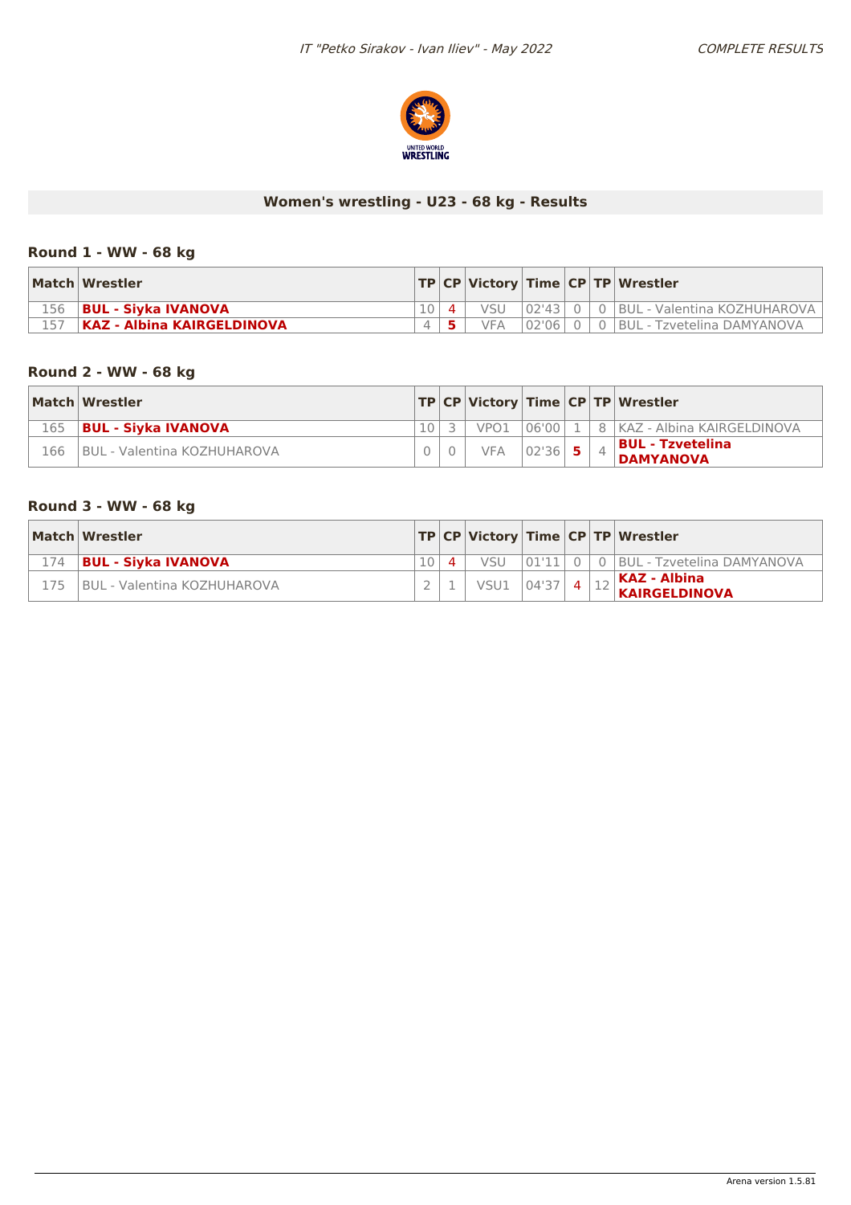## Women's wrestling - U23 - 68 kg - Results

### Round 1 - WW - 68 kg

| Match | Wrestler | TP | CP | Victory | Time | CP | TP | Wrestler |
|---|---|---|---|---|---|---|---|---|
| 156 | **BUL - Siyka IVANOVA** | 10 | 4 | VSU | 02'43 | 0 | 0 | BUL - Valentina KOZHUHAROVA |
| 157 | **KAZ - Albina KAIRGELDINOVA** | 4 | 5 | VFA | 02'06 | 0 | 0 | BUL - Tzvetelina DAMYANOVA |

### Round 2 - WW - 68 kg

| Match | Wrestler | TP | CP | Victory | Time | CP | TP | Wrestler |
|---|---|---|---|---|---|---|---|---|
| 165 | **BUL - Siyka IVANOVA** | 10 | 3 | VPO1 | 06'00 | 1 | 8 | KAZ - Albina KAIRGELDINOVA |
| 166 | BUL - Valentina KOZHUHAROVA | 0 | 0 | VFA | 02'36 | 5 | 4 | **BUL - Tzvetelina DAMYANOVA** |

### Round 3 - WW - 68 kg

| Match | Wrestler | TP | CP | Victory | Time | CP | TP | Wrestler |
|---|---|---|---|---|---|---|---|---|
| 174 | **BUL - Siyka IVANOVA** | 10 | 4 | VSU | 01'11 | 0 | 0 | BUL - Tzvetelina DAMYANOVA |
| 175 | BUL - Valentina KOZHUHAROVA | 2 | 1 | VSU1 | 04'37 | 4 | 12 | **KAZ - Albina KAIRGELDINOVA** |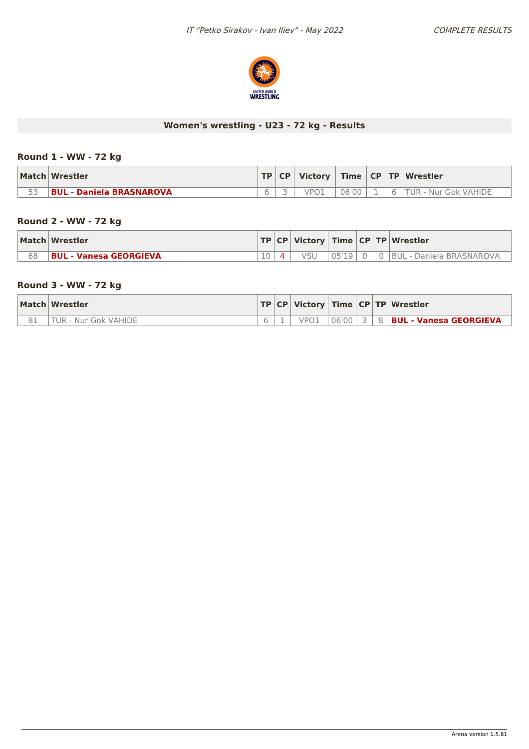## Women's wrestling - U23 - 72 kg - Results

### Round 1 - WW - 72 kg

| Match | Wrestler | TP | CP | Victory | Time | CP | TP | Wrestler |
|---|---|---|---|---|---|---|---|---|
| 53 | **BUL - Daniela BRASNAROVA** | 6 | 3 | VPO1 | 06'00 | 1 | 6 | TUR - Nur Gok VAHIDE |

### Round 2 - WW - 72 kg

| Match | Wrestler | TP | CP | Victory | Time | CP | TP | Wrestler |
|---|---|---|---|---|---|---|---|---|
| 68 | **BUL - Vanesa GEORGIEVA** | 10 | 4 | VSU | 05'19 | 0 | 0 | BUL - Daniela BRASNAROVA |

### Round 3 - WW - 72 kg

| Match | Wrestler | TP | CP | Victory | Time | CP | TP | Wrestler |
|---|---|---|---|---|---|---|---|---|
| 81 | TUR - Nur Gok VAHIDE | 6 | 1 | VPO1 | 06'00 | 3 | 8 | **BUL - Vanesa GEORGIEVA** |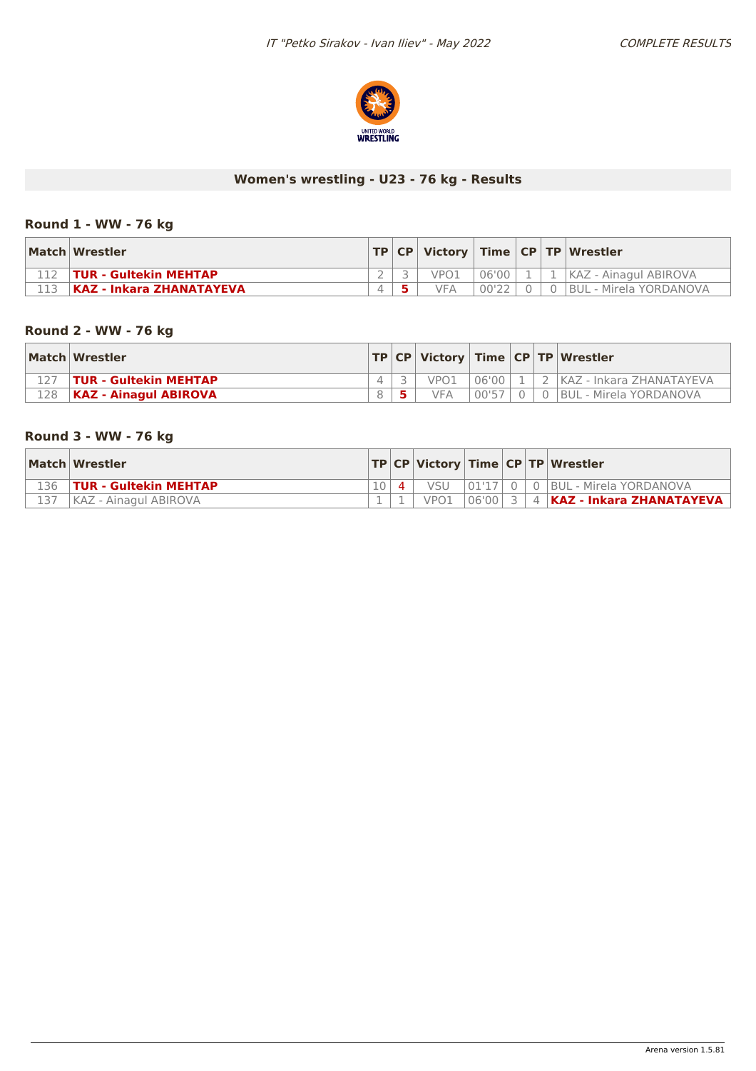## Women's wrestling - U23 - 76 kg - Results

### Round 1 - WW - 76 kg

| Match | Wrestler | TP | CP | Victory | Time | CP | TP | Wrestler |
|---|---|---|---|---|---|---|---|---|
| 112 | **TUR - Gultekin MEHTAP** | 2 | 3 | VPO1 | 06'00 | 1 | 1 | KAZ - Ainagul ABIROVA |
| 113 | **KAZ - Inkara ZHANATAYEVA** | 4 | 5 | VFA | 00'22 | 0 | 0 | BUL - Mirela YORDANOVA |

### Round 2 - WW - 76 kg

| Match | Wrestler | TP | CP | Victory | Time | CP | TP | Wrestler |
|---|---|---|---|---|---|---|---|---|
| 127 | **TUR - Gultekin MEHTAP** | 4 | 3 | VPO1 | 06'00 | 1 | 2 | KAZ - Inkara ZHANATAYEVA |
| 128 | **KAZ - Ainagul ABIROVA** | 8 | 5 | VFA | 00'57 | 0 | 0 | BUL - Mirela YORDANOVA |

### Round 3 - WW - 76 kg

| Match | Wrestler | TP | CP | Victory | Time | CP | TP | Wrestler |
|---|---|---|---|---|---|---|---|---|
| 136 | **TUR - Gultekin MEHTAP** | 10 | 4 | VSU | 01'17 | 0 | 0 | BUL - Mirela YORDANOVA |
| 137 | KAZ - Ainagul ABIROVA | 1 | 1 | VPO1 | 06'00 | 3 | 4 | **KAZ - Inkara ZHANATAYEVA** |